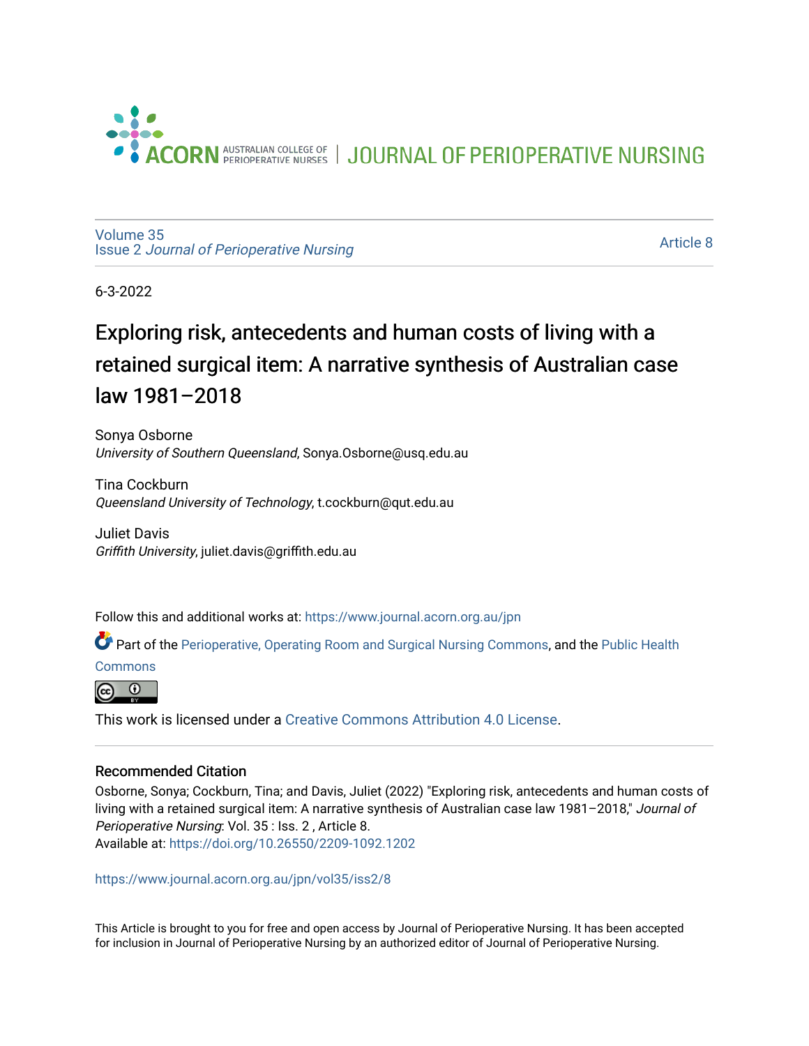ACORN AUSTRALIAN COLLEGE OF PERIOPERATIVE NURSES | JOURNAL OF PERIOPERATIVE NURSING

Volume 35
Issue 2 *Journal of Perioperative Nursing*

Article 8

6-3-2022

# Exploring risk, antecedents and human costs of living with a retained surgical item: A narrative synthesis of Australian case law 1981–2018

Sonya Osborne
*University of Southern Queensland*, Sonya.Osborne@usq.edu.au

Tina Cockburn
*Queensland University of Technology*, t.cockburn@qut.edu.au

Juliet Davis
*Griffith University*, juliet.davis@griffith.edu.au

Follow this and additional works at: https://www.journal.acorn.org.au/jpn

Part of the Perioperative, Operating Room and Surgical Nursing Commons, and the Public Health Commons

This work is licensed under a Creative Commons Attribution 4.0 License.

### Recommended Citation

Osborne, Sonya; Cockburn, Tina; and Davis, Juliet (2022) "Exploring risk, antecedents and human costs of living with a retained surgical item: A narrative synthesis of Australian case law 1981–2018," *Journal of Perioperative Nursing*: Vol. 35 : Iss. 2 , Article 8.
Available at: https://doi.org/10.26550/2209-1092.1202

https://www.journal.acorn.org.au/jpn/vol35/iss2/8

This Article is brought to you for free and open access by Journal of Perioperative Nursing. It has been accepted for inclusion in Journal of Perioperative Nursing by an authorized editor of Journal of Perioperative Nursing.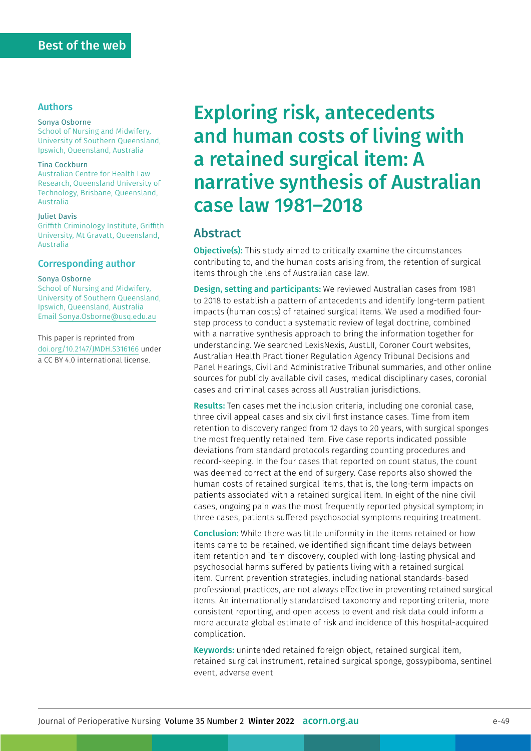Best of the web

# Exploring risk, antecedents and human costs of living with a retained surgical item: A narrative synthesis of Australian case law 1981–2018

### Authors

**Sonya Osborne**
School of Nursing and Midwifery, University of Southern Queensland, Ipswich, Queensland, Australia

**Tina Cockburn**
Australian Centre for Health Law Research, Queensland University of Technology, Brisbane, Queensland, Australia

**Juliet Davis**
Griffith Criminology Institute, Griffith University, Mt Gravatt, Queensland, Australia

### Corresponding author

**Sonya Osborne**
School of Nursing and Midwifery, University of Southern Queensland, Ipswich, Queensland, Australia
Email Sonya.Osborne@usq.edu.au

This paper is reprinted from doi.org/10.2147/JMDH.S316166 under a CC BY 4.0 international license.

## Abstract

**Objective(s):** This study aimed to critically examine the circumstances contributing to, and the human costs arising from, the retention of surgical items through the lens of Australian case law.

**Design, setting and participants:** We reviewed Australian cases from 1981 to 2018 to establish a pattern of antecedents and identify long-term patient impacts (human costs) of retained surgical items. We used a modified four-step process to conduct a systematic review of legal doctrine, combined with a narrative synthesis approach to bring the information together for understanding. We searched LexisNexis, AustLII, Coroner Court websites, Australian Health Practitioner Regulation Agency Tribunal Decisions and Panel Hearings, Civil and Administrative Tribunal summaries, and other online sources for publicly available civil cases, medical disciplinary cases, coronial cases and criminal cases across all Australian jurisdictions.

**Results:** Ten cases met the inclusion criteria, including one coronial case, three civil appeal cases and six civil first instance cases. Time from item retention to discovery ranged from 12 days to 20 years, with surgical sponges the most frequently retained item. Five case reports indicated possible deviations from standard protocols regarding counting procedures and record-keeping. In the four cases that reported on count status, the count was deemed correct at the end of surgery. Case reports also showed the human costs of retained surgical items, that is, the long-term impacts on patients associated with a retained surgical item. In eight of the nine civil cases, ongoing pain was the most frequently reported physical symptom; in three cases, patients suffered psychosocial symptoms requiring treatment.

**Conclusion:** While there was little uniformity in the items retained or how items came to be retained, we identified significant time delays between item retention and item discovery, coupled with long-lasting physical and psychosocial harms suffered by patients living with a retained surgical item. Current prevention strategies, including national standards-based professional practices, are not always effective in preventing retained surgical items. An internationally standardised taxonomy and reporting criteria, more consistent reporting, and open access to event and risk data could inform a more accurate global estimate of risk and incidence of this hospital-acquired complication.

**Keywords:** unintended retained foreign object, retained surgical item, retained surgical instrument, retained surgical sponge, gossypiboma, sentinel event, adverse event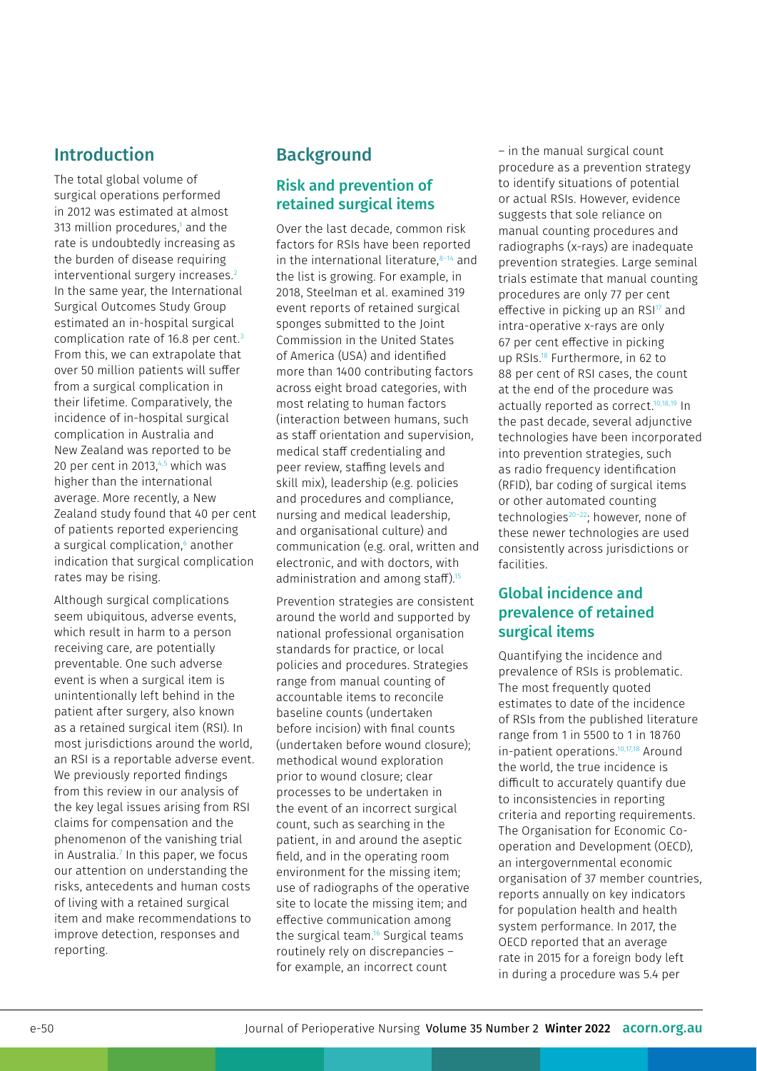## Introduction

The total global volume of surgical operations performed in 2012 was estimated at almost 313 million procedures,[1] and the rate is undoubtedly increasing as the burden of disease requiring interventional surgery increases.[2] In the same year, the International Surgical Outcomes Study Group estimated an in-hospital surgical complication rate of 16.8 per cent.[3] From this, we can extrapolate that over 50 million patients will suffer from a surgical complication in their lifetime. Comparatively, the incidence of in-hospital surgical complication in Australia and New Zealand was reported to be 20 per cent in 2013,[4,5] which was higher than the international average. More recently, a New Zealand study found that 40 per cent of patients reported experiencing a surgical complication,[6] another indication that surgical complication rates may be rising.

Although surgical complications seem ubiquitous, adverse events, which result in harm to a person receiving care, are potentially preventable. One such adverse event is when a surgical item is unintentionally left behind in the patient after surgery, also known as a retained surgical item (RSI). In most jurisdictions around the world, an RSI is a reportable adverse event. We previously reported findings from this review in our analysis of the key legal issues arising from RSI claims for compensation and the phenomenon of the vanishing trial in Australia.[7] In this paper, we focus our attention on understanding the risks, antecedents and human costs of living with a retained surgical item and make recommendations to improve detection, responses and reporting.

## Background

### Risk and prevention of retained surgical items

Over the last decade, common risk factors for RSIs have been reported in the international literature,[8–14] and the list is growing. For example, in 2018, Steelman et al. examined 319 event reports of retained surgical sponges submitted to the Joint Commission in the United States of America (USA) and identified more than 1400 contributing factors across eight broad categories, with most relating to human factors (interaction between humans, such as staff orientation and supervision, medical staff credentialing and peer review, staffing levels and skill mix), leadership (e.g. policies and procedures and compliance, nursing and medical leadership, and organisational culture) and communication (e.g. oral, written and electronic, and with doctors, with administration and among staff).[15]

Prevention strategies are consistent around the world and supported by national professional organisation standards for practice, or local policies and procedures. Strategies range from manual counting of accountable items to reconcile baseline counts (undertaken before incision) with final counts (undertaken before wound closure); methodical wound exploration prior to wound closure; clear processes to be undertaken in the event of an incorrect surgical count, such as searching in the patient, in and around the aseptic field, and in the operating room environment for the missing item; use of radiographs of the operative site to locate the missing item; and effective communication among the surgical team.[16] Surgical teams routinely rely on discrepancies – for example, an incorrect count – in the manual surgical count procedure as a prevention strategy to identify situations of potential or actual RSIs. However, evidence suggests that sole reliance on manual counting procedures and radiographs (x-rays) are inadequate prevention strategies. Large seminal trials estimate that manual counting procedures are only 77 per cent effective in picking up an RSI[17] and intra-operative x-rays are only 67 per cent effective in picking up RSIs.[18] Furthermore, in 62 to 88 per cent of RSI cases, the count at the end of the procedure was actually reported as correct.[10,18,19] In the past decade, several adjunctive technologies have been incorporated into prevention strategies, such as radio frequency identification (RFID), bar coding of surgical items or other automated counting technologies[20–22]; however, none of these newer technologies are used consistently across jurisdictions or facilities.

### Global incidence and prevalence of retained surgical items

Quantifying the incidence and prevalence of RSIs is problematic. The most frequently quoted estimates to date of the incidence of RSIs from the published literature range from 1 in 5500 to 1 in 18760 in-patient operations.[10,17,18] Around the world, the true incidence is difficult to accurately quantify due to inconsistencies in reporting criteria and reporting requirements. The Organisation for Economic Co-operation and Development (OECD), an intergovernmental economic organisation of 37 member countries, reports annually on key indicators for population health and health system performance. In 2017, the OECD reported that an average rate in 2015 for a foreign body left in during a procedure was 5.4 per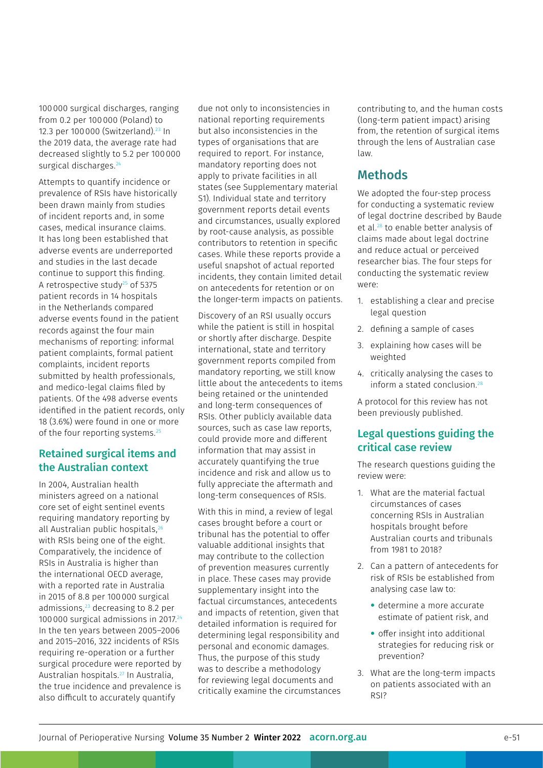100 000 surgical discharges, ranging from 0.2 per 100 000 (Poland) to 12.3 per 100 000 (Switzerland).[23] In the 2019 data, the average rate had decreased slightly to 5.2 per 100 000 surgical discharges.[24]

Attempts to quantify incidence or prevalence of RSIs have historically been drawn mainly from studies of incident reports and, in some cases, medical insurance claims. It has long been established that adverse events are underreported and studies in the last decade continue to support this finding. A retrospective study[25] of 5375 patient records in 14 hospitals in the Netherlands compared adverse events found in the patient records against the four main mechanisms of reporting: informal patient complaints, formal patient complaints, incident reports submitted by health professionals, and medico-legal claims filed by patients. Of the 498 adverse events identified in the patient records, only 18 (3.6%) were found in one or more of the four reporting systems.[25]

## Retained surgical items and the Australian context

In 2004, Australian health ministers agreed on a national core set of eight sentinel events requiring mandatory reporting by all Australian public hospitals,[26] with RSIs being one of the eight. Comparatively, the incidence of RSIs in Australia is higher than the international OECD average, with a reported rate in Australia in 2015 of 8.8 per 100 000 surgical admissions,[23] decreasing to 8.2 per 100 000 surgical admissions in 2017.[24] In the ten years between 2005–2006 and 2015–2016, 322 incidents of RSIs requiring re-operation or a further surgical procedure were reported by Australian hospitals.[27] In Australia, the true incidence and prevalence is also difficult to accurately quantify due not only to inconsistencies in national reporting requirements but also inconsistencies in the types of organisations that are required to report. For instance, mandatory reporting does not apply to private facilities in all states (see Supplementary material S1). Individual state and territory government reports detail events and circumstances, usually explored by root-cause analysis, as possible contributors to retention in specific cases. While these reports provide a useful snapshot of actual reported incidents, they contain limited detail on antecedents for retention or on the longer-term impacts on patients.

Discovery of an RSI usually occurs while the patient is still in hospital or shortly after discharge. Despite international, state and territory government reports compiled from mandatory reporting, we still know little about the antecedents to items being retained or the unintended and long-term consequences of RSIs. Other publicly available data sources, such as case law reports, could provide more and different information that may assist in accurately quantifying the true incidence and risk and allow us to fully appreciate the aftermath and long-term consequences of RSIs.

With this in mind, a review of legal cases brought before a court or tribunal has the potential to offer valuable additional insights that may contribute to the collection of prevention measures currently in place. These cases may provide supplementary insight into the factual circumstances, antecedents and impacts of retention, given that detailed information is required for determining legal responsibility and personal and economic damages. Thus, the purpose of this study was to describe a methodology for reviewing legal documents and critically examine the circumstances contributing to, and the human costs (long-term patient impact) arising from, the retention of surgical items through the lens of Australian case law.

# Methods

We adopted the four-step process for conducting a systematic review of legal doctrine described by Baude et al.[28] to enable better analysis of claims made about legal doctrine and reduce actual or perceived researcher bias. The four steps for conducting the systematic review were:

1. establishing a clear and precise legal question
2. defining a sample of cases
3. explaining how cases will be weighted
4. critically analysing the cases to inform a stated conclusion.[28]

A protocol for this review has not been previously published.

## Legal questions guiding the critical case review

The research questions guiding the review were:

1. What are the material factual circumstances of cases concerning RSIs in Australian hospitals brought before Australian courts and tribunals from 1981 to 2018?
2. Can a pattern of antecedents for risk of RSIs be established from analysing case law to:
   - determine a more accurate estimate of patient risk, and
   - offer insight into additional strategies for reducing risk or prevention?
3. What are the long-term impacts on patients associated with an RSI?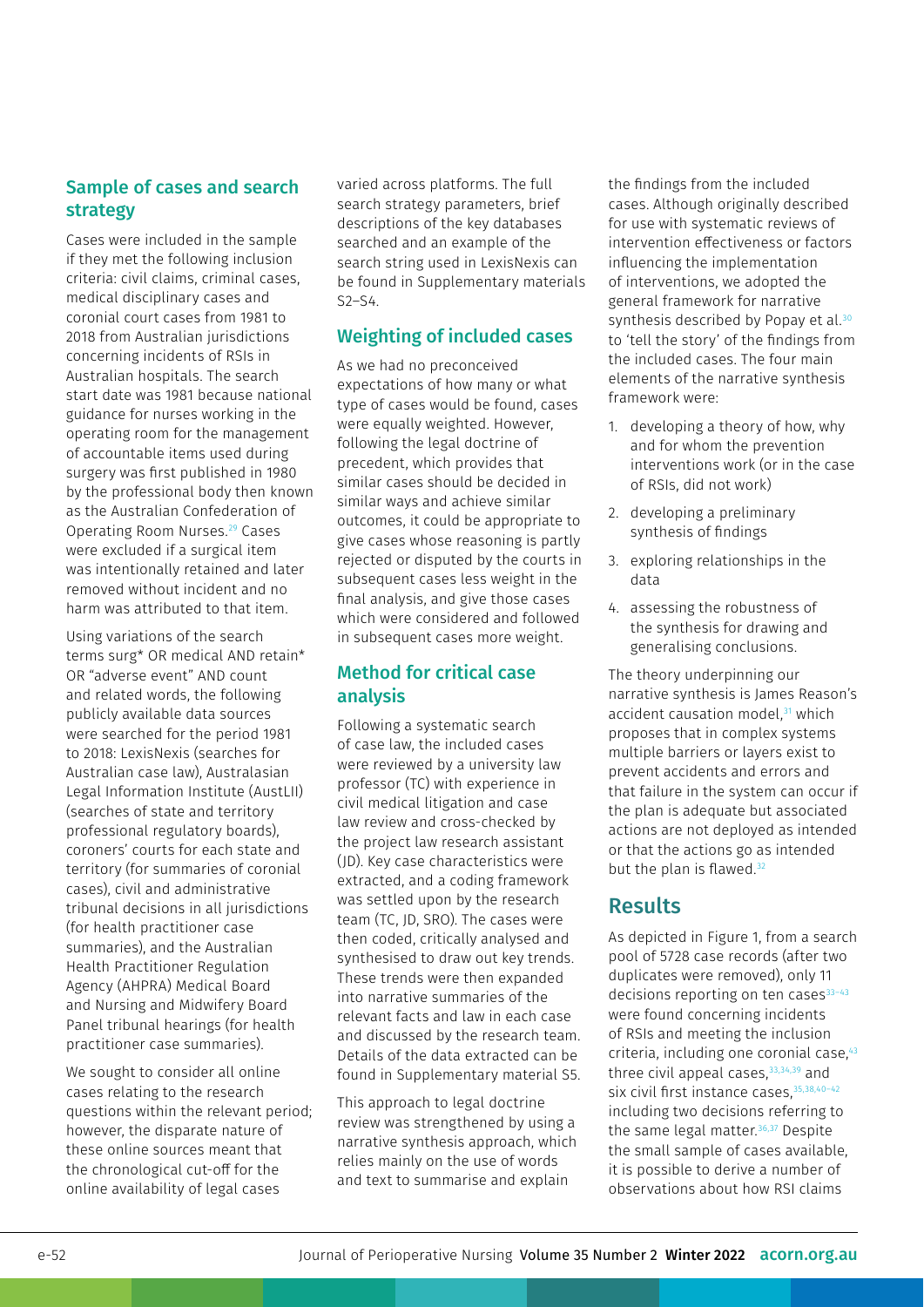### Sample of cases and search strategy

Cases were included in the sample if they met the following inclusion criteria: civil claims, criminal cases, medical disciplinary cases and coronial court cases from 1981 to 2018 from Australian jurisdictions concerning incidents of RSIs in Australian hospitals. The search start date was 1981 because national guidance for nurses working in the operating room for the management of accountable items used during surgery was first published in 1980 by the professional body then known as the Australian Confederation of Operating Room Nurses.[29] Cases were excluded if a surgical item was intentionally retained and later removed without incident and no harm was attributed to that item.

Using variations of the search terms surg* OR medical AND retain* OR "adverse event" AND count and related words, the following publicly available data sources were searched for the period 1981 to 2018: LexisNexis (searches for Australian case law), Australasian Legal Information Institute (AustLII) (searches of state and territory professional regulatory boards), coroners' courts for each state and territory (for summaries of coronial cases), civil and administrative tribunal decisions in all jurisdictions (for health practitioner case summaries), and the Australian Health Practitioner Regulation Agency (AHPRA) Medical Board and Nursing and Midwifery Board Panel tribunal hearings (for health practitioner case summaries).

We sought to consider all online cases relating to the research questions within the relevant period; however, the disparate nature of these online sources meant that the chronological cut-off for the online availability of legal cases varied across platforms. The full search strategy parameters, brief descriptions of the key databases searched and an example of the search string used in LexisNexis can be found in Supplementary materials S2–S4.

### Weighting of included cases

As we had no preconceived expectations of how many or what type of cases would be found, cases were equally weighted. However, following the legal doctrine of precedent, which provides that similar cases should be decided in similar ways and achieve similar outcomes, it could be appropriate to give cases whose reasoning is partly rejected or disputed by the courts in subsequent cases less weight in the final analysis, and give those cases which were considered and followed in subsequent cases more weight.

### Method for critical case analysis

Following a systematic search of case law, the included cases were reviewed by a university law professor (TC) with experience in civil medical litigation and case law review and cross-checked by the project law research assistant (JD). Key case characteristics were extracted, and a coding framework was settled upon by the research team (TC, JD, SRO). The cases were then coded, critically analysed and synthesised to draw out key trends. These trends were then expanded into narrative summaries of the relevant facts and law in each case and discussed by the research team. Details of the data extracted can be found in Supplementary material S5.

This approach to legal doctrine review was strengthened by using a narrative synthesis approach, which relies mainly on the use of words and text to summarise and explain the findings from the included cases. Although originally described for use with systematic reviews of intervention effectiveness or factors influencing the implementation of interventions, we adopted the general framework for narrative synthesis described by Popay et al.[30] to 'tell the story' of the findings from the included cases. The four main elements of the narrative synthesis framework were:

1. developing a theory of how, why and for whom the prevention interventions work (or in the case of RSIs, did not work)
2. developing a preliminary synthesis of findings
3. exploring relationships in the data
4. assessing the robustness of the synthesis for drawing and generalising conclusions.

The theory underpinning our narrative synthesis is James Reason's accident causation model,[31] which proposes that in complex systems multiple barriers or layers exist to prevent accidents and errors and that failure in the system can occur if the plan is adequate but associated actions are not deployed as intended or that the actions go as intended but the plan is flawed.[32]

## Results

As depicted in Figure 1, from a search pool of 5728 case records (after two duplicates were removed), only 11 decisions reporting on ten cases[33–43] were found concerning incidents of RSIs and meeting the inclusion criteria, including one coronial case,[43] three civil appeal cases,[33,34,39] and six civil first instance cases,[35,38,40–42] including two decisions referring to the same legal matter.[36,37] Despite the small sample of cases available, it is possible to derive a number of observations about how RSI claims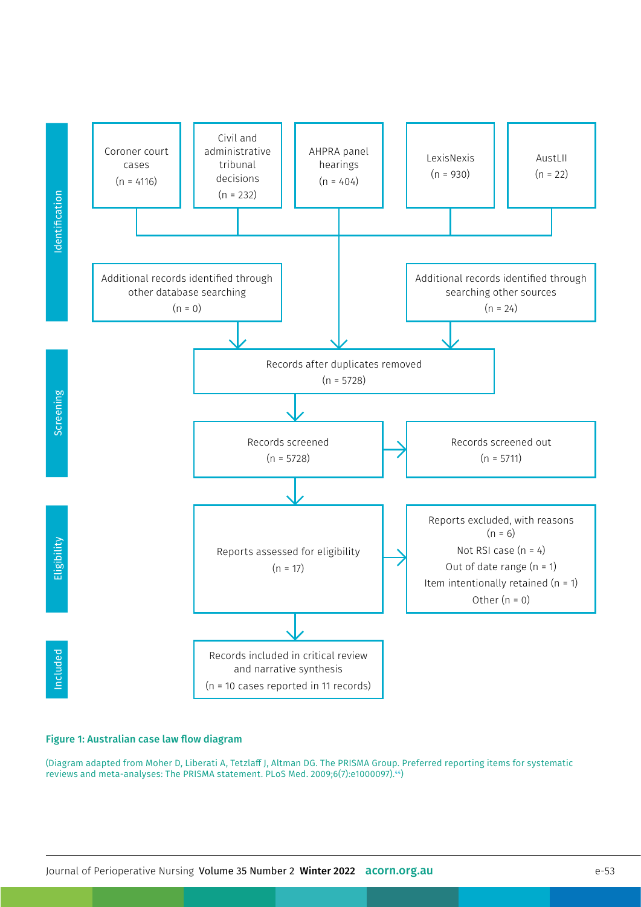**Identification**

- Coroner court cases (n = 4116)
- Civil and administrative tribunal decisions (n = 232)
- AHPRA panel hearings (n = 404)
- LexisNexis (n = 930)
- AustLII (n = 22)

Additional records identified through other database searching (n = 0)

Additional records identified through searching other sources (n = 24)

**Screening**

Records after duplicates removed (n = 5728)

Records screened (n = 5728)

Records screened out (n = 5711)

**Eligibility**

Reports assessed for eligibility (n = 17)

Reports excluded, with reasons (n = 6)
Not RSI case (n = 4)
Out of date range (n = 1)
Item intentionally retained (n = 1)
Other (n = 0)

**Included**

Records included in critical review and narrative synthesis (n = 10 cases reported in 11 records)

**Figure 1: Australian case law flow diagram**

(Diagram adapted from Moher D, Liberati A, Tetzlaff J, Altman DG. The PRISMA Group. Preferred reporting items for systematic reviews and meta-analyses: The PRISMA statement. PLoS Med. 2009;6(7):e1000097).[44])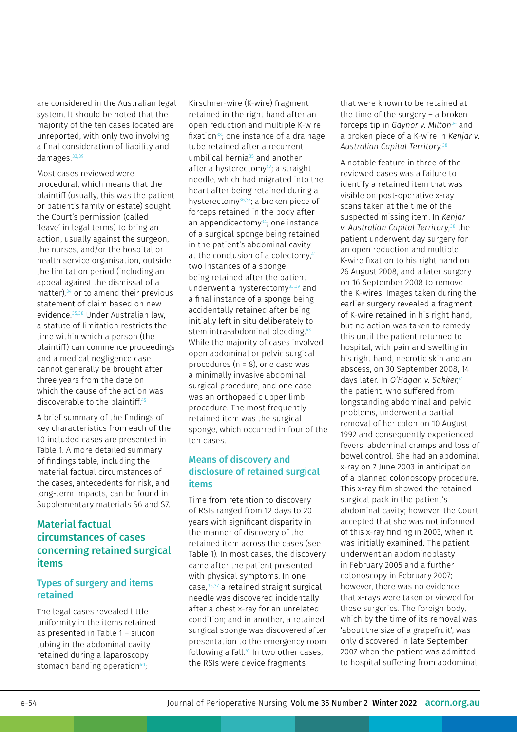are considered in the Australian legal system. It should be noted that the majority of the ten cases located are unreported, with only two involving a final consideration of liability and damages.[33,39]

Most cases reviewed were procedural, which means that the plaintiff (usually, this was the patient or patient's family or estate) sought the Court's permission (called 'leave' in legal terms) to bring an action, usually against the surgeon, the nurses, and/or the hospital or health service organisation, outside the limitation period (including an appeal against the dismissal of a matter),[34] or to amend their previous statement of claim based on new evidence.[35,38] Under Australian law, a statute of limitation restricts the time within which a person (the plaintiff) can commence proceedings and a medical negligence case cannot generally be brought after three years from the date on which the cause of the action was discoverable to the plaintiff.[45]

A brief summary of the findings of key characteristics from each of the 10 included cases are presented in Table 1. A more detailed summary of findings table, including the material factual circumstances of the cases, antecedents for risk, and long-term impacts, can be found in Supplementary materials S6 and S7.

## Material factual circumstances of cases concerning retained surgical items

### Types of surgery and items retained

The legal cases revealed little uniformity in the items retained as presented in Table 1 – silicon tubing in the abdominal cavity retained during a laparoscopy stomach banding operation[40]; Kirschner-wire (K-wire) fragment retained in the right hand after an open reduction and multiple K-wire fixation[38]; one instance of a drainage tube retained after a recurrent umbilical hernia[35] and another after a hysterectomy[42]; a straight needle, which had migrated into the heart after being retained during a hysterectomy[36,37]; a broken piece of forceps retained in the body after an appendicectomy[34]; one instance of a surgical sponge being retained in the patient's abdominal cavity at the conclusion of a colectomy,[41] two instances of a sponge being retained after the patient underwent a hysterectomy[33,39] and a final instance of a sponge being accidentally retained after being initially left in situ deliberately to stem intra-abdominal bleeding.[43] While the majority of cases involved open abdominal or pelvic surgical procedures (n = 8), one case was a minimally invasive abdominal surgical procedure, and one case was an orthopaedic upper limb procedure. The most frequently retained item was the surgical sponge, which occurred in four of the ten cases.

### Means of discovery and disclosure of retained surgical items

Time from retention to discovery of RSIs ranged from 12 days to 20 years with significant disparity in the manner of discovery of the retained item across the cases (see Table 1). In most cases, the discovery came after the patient presented with physical symptoms. In one case,[36,37] a retained straight surgical needle was discovered incidentally after a chest x-ray for an unrelated condition; and in another, a retained surgical sponge was discovered after presentation to the emergency room following a fall.[41] In two other cases, the RSIs were device fragments that were known to be retained at the time of the surgery – a broken forceps tip in *Gaynor v. Milton*[34] and a broken piece of a K-wire in *Kenjar v. Australian Capital Territory*.[38]

A notable feature in three of the reviewed cases was a failure to identify a retained item that was visible on post-operative x-ray scans taken at the time of the suspected missing item. In *Kenjar v. Australian Capital Territory*,[38] the patient underwent day surgery for an open reduction and multiple K-wire fixation to his right hand on 26 August 2008, and a later surgery on 16 September 2008 to remove the K-wires. Images taken during the earlier surgery revealed a fragment of K-wire retained in his right hand, but no action was taken to remedy this until the patient returned to hospital, with pain and swelling in his right hand, necrotic skin and an abscess, on 30 September 2008, 14 days later. In *O'Hagan v. Sakker*,[41] the patient, who suffered from longstanding abdominal and pelvic problems, underwent a partial removal of her colon on 10 August 1992 and consequently experienced fevers, abdominal cramps and loss of bowel control. She had an abdominal x-ray on 7 June 2003 in anticipation of a planned colonoscopy procedure. This x-ray film showed the retained surgical pack in the patient's abdominal cavity; however, the Court accepted that she was not informed of this x-ray finding in 2003, when it was initially examined. The patient underwent an abdominoplasty in February 2005 and a further colonoscopy in February 2007; however, there was no evidence that x-rays were taken or viewed for these surgeries. The foreign body, which by the time of its removal was 'about the size of a grapefruit', was only discovered in late September 2007 when the patient was admitted to hospital suffering from abdominal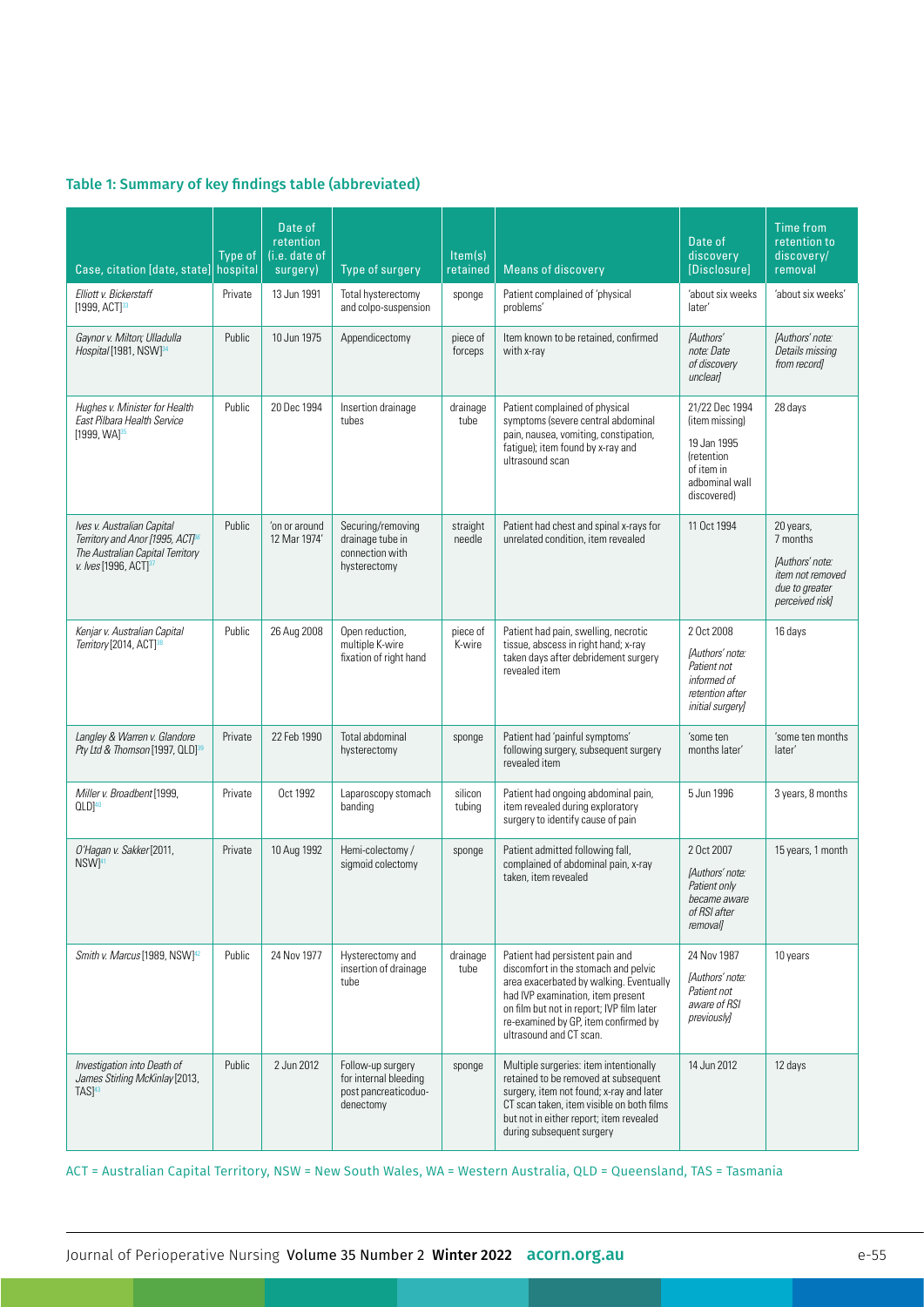### Table 1: Summary of key findings table (abbreviated)

| Case, citation [date, state] | Type of hospital | Date of retention (i.e. date of surgery) | Type of surgery | Item(s) retained | Means of discovery | Date of discovery [Disclosure] | Time from retention to discovery/ removal |
|---|---|---|---|---|---|---|---|
| *Elliott v. Bickerstaff* [1999, ACT][33] | Private | 13 Jun 1991 | Total hysterectomy and colpo-suspension | sponge | Patient complained of 'physical problems' | 'about six weeks later' | 'about six weeks' |
| *Gaynor v. Milton; Ulladulla Hospital* [1981, NSW][34] | Public | 10 Jun 1975 | Appendicectomy | piece of forceps | Item known to be retained, confirmed with x-ray | *[Authors' note: Date of discovery unclear]* | *[Authors' note: Details missing from record]* |
| *Hughes v. Minister for Health East Pilbara Health Service* [1999, WA][35] | Public | 20 Dec 1994 | Insertion drainage tubes | drainage tube | Patient complained of physical symptoms (severe central abdominal pain, nausea, vomiting, constipation, fatigue); item found by x-ray and ultrasound scan | 21/22 Dec 1994 (item missing) 19 Jan 1995 (retention of item in adbominal wall discovered) | 28 days |
| *Ives v. Australian Capital Territory and Anor* [1995, ACT][36] *The Australian Capital Territory v. Ives* [1996, ACT][37] | Public | 'on or around 12 Mar 1974' | Securing/removing drainage tube in connection with hysterectomy | straight needle | Patient had chest and spinal x-rays for unrelated condition, item revealed | 11 Oct 1994 | 20 years, 7 months *[Authors' note: item not removed due to greater perceived risk]* |
| *Kenjar v. Australian Capital Territory* [2014, ACT][38] | Public | 26 Aug 2008 | Open reduction, multiple K-wire fixation of right hand | piece of K-wire | Patient had pain, swelling, necrotic tissue, abscess in right hand; x-ray taken days after debridement surgery revealed item | 2 Oct 2008 *[Authors' note: Patient not informed of retention after initial surgery]* | 16 days |
| *Langley & Warren v. Glandore Pty Ltd & Thomson* [1997, QLD][39] | Private | 22 Feb 1990 | Total abdominal hysterectomy | sponge | Patient had 'painful symptoms' following surgery, subsequent surgery revealed item | 'some ten months later' | 'some ten months later' |
| *Miller v. Broadbent* [1999, QLD][40] | Private | Oct 1992 | Laparoscopy stomach banding | silicon tubing | Patient had ongoing abdominal pain, item revealed during exploratory surgery to identify cause of pain | 5 Jun 1996 | 3 years, 8 months |
| *O'Hagan v. Sakker* [2011, NSW][41] | Private | 10 Aug 1992 | Hemi-colectomy / sigmoid colectomy | sponge | Patient admitted following fall, complained of abdominal pain, x-ray taken, item revealed | 2 Oct 2007 *[Authors' note: Patient only became aware of RSI after removal]* | 15 years, 1 month |
| *Smith v. Marcus* [1989, NSW][42] | Public | 24 Nov 1977 | Hysterectomy and insertion of drainage tube | drainage tube | Patient had persistent pain and discomfort in the stomach and pelvic area exacerbated by walking. Eventually had IVP examination, item present on film but not in report; IVP film later re-examined by GP, item confirmed by ultrasound and CT scan. | 24 Nov 1987 *[Authors' note: Patient not aware of RSI previously]* | 10 years |
| *Investigation into Death of James Stirling McKinlay* [2013, TAS][43] | Public | 2 Jun 2012 | Follow-up surgery for internal bleeding post pancreaticoduo-denectomy | sponge | Multiple surgeries: item intentionally retained to be removed at subsequent surgery, item not found; x-ray and later CT scan taken, item visible on both films but not in either report; item revealed during subsequent surgery | 14 Jun 2012 | 12 days |

ACT = Australian Capital Territory, NSW = New South Wales, WA = Western Australia, QLD = Queensland, TAS = Tasmania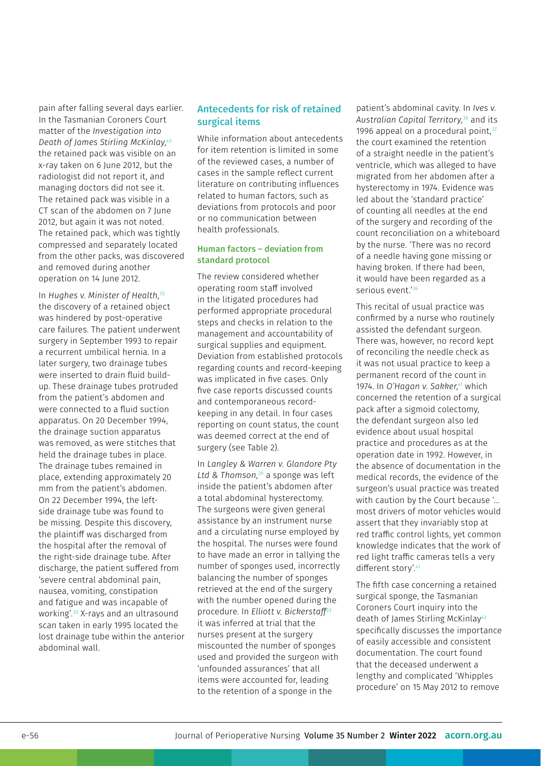pain after falling several days earlier. In the Tasmanian Coroners Court matter of the *Investigation into Death of James Stirling McKinlay*,[43] the retained pack was visible on an x-ray taken on 6 June 2012, but the radiologist did not report it, and managing doctors did not see it. The retained pack was visible in a CT scan of the abdomen on 7 June 2012, but again it was not noted. The retained pack, which was tightly compressed and separately located from the other packs, was discovered and removed during another operation on 14 June 2012.

In *Hughes v. Minister of Health*,[35] the discovery of a retained object was hindered by post-operative care failures. The patient underwent surgery in September 1993 to repair a recurrent umbilical hernia. In a later surgery, two drainage tubes were inserted to drain fluid build-up. These drainage tubes protruded from the patient's abdomen and were connected to a fluid suction apparatus. On 20 December 1994, the drainage suction apparatus was removed, as were stitches that held the drainage tubes in place. The drainage tubes remained in place, extending approximately 20 mm from the patient's abdomen. On 22 December 1994, the left-side drainage tube was found to be missing. Despite this discovery, the plaintiff was discharged from the hospital after the removal of the right-side drainage tube. After discharge, the patient suffered from 'severe central abdominal pain, nausea, vomiting, constipation and fatigue and was incapable of working'.[35] X-rays and an ultrasound scan taken in early 1995 located the lost drainage tube within the anterior abdominal wall.

## Antecedents for risk of retained surgical items

While information about antecedents for item retention is limited in some of the reviewed cases, a number of cases in the sample reflect current literature on contributing influences related to human factors, such as deviations from protocols and poor or no communication between health professionals.

### Human factors – deviation from standard protocol

The review considered whether operating room staff involved in the litigated procedures had performed appropriate procedural steps and checks in relation to the management and accountability of surgical supplies and equipment. Deviation from established protocols regarding counts and record-keeping was implicated in five cases. Only five case reports discussed counts and contemporaneous record-keeping in any detail. In four cases reporting on count status, the count was deemed correct at the end of surgery (see Table 2).

In *Langley & Warren v. Glandore Pty Ltd & Thomson*,[39] a sponge was left inside the patient's abdomen after a total abdominal hysterectomy. The surgeons were given general assistance by an instrument nurse and a circulating nurse employed by the hospital. The nurses were found to have made an error in tallying the number of sponges used, incorrectly balancing the number of sponges retrieved at the end of the surgery with the number opened during the procedure. In *Elliott v. Bickerstaff*[33] it was inferred at trial that the nurses present at the surgery miscounted the number of sponges used and provided the surgeon with 'unfounded assurances' that all items were accounted for, leading to the retention of a sponge in the patient's abdominal cavity. In *Ives v. Australian Capital Territory*,[36] and its 1996 appeal on a procedural point,[37] the court examined the retention of a straight needle in the patient's ventricle, which was alleged to have migrated from her abdomen after a hysterectomy in 1974. Evidence was led about the 'standard practice' of counting all needles at the end of the surgery and recording of the count reconciliation on a whiteboard by the nurse. 'There was no record of a needle having gone missing or having broken. If there had been, it would have been regarded as a serious event.'[36]

This recital of usual practice was confirmed by a nurse who routinely assisted the defendant surgeon. There was, however, no record kept of reconciling the needle check as it was not usual practice to keep a permanent record of the count in 1974. In *O'Hagan v. Sakker*,[41] which concerned the retention of a surgical pack after a sigmoid colectomy, the defendant surgeon also led evidence about usual hospital practice and procedures as at the operation date in 1992. However, in the absence of documentation in the medical records, the evidence of the surgeon's usual practice was treated with caution by the Court because '… most drivers of motor vehicles would assert that they invariably stop at red traffic control lights, yet common knowledge indicates that the work of red light traffic cameras tells a very different story'.[41]

The fifth case concerning a retained surgical sponge, the Tasmanian Coroners Court inquiry into the death of James Stirling McKinlay[43] specifically discusses the importance of easily accessible and consistent documentation. The court found that the deceased underwent a lengthy and complicated 'Whipples procedure' on 15 May 2012 to remove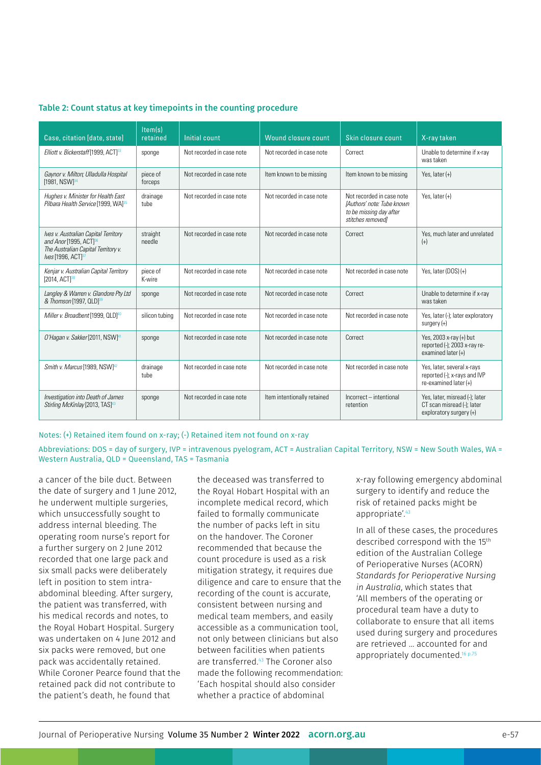### Table 2: Count status at key timepoints in the counting procedure

| Case, citation [date, state] | Item(s) retained | Initial count | Wound closure count | Skin closure count | X-ray taken |
|---|---|---|---|---|---|
| *Elliott v. Bickerstaff* [1999, ACT][33] | sponge | Not recorded in case note | Not recorded in case note | Correct | Unable to determine if x-ray was taken |
| *Gaynor v. Milton; Ulladulla Hospital* [1981, NSW][34] | piece of forceps | Not recorded in case note | Item known to be missing | Item known to be missing | Yes, later (+) |
| *Hughes v. Minister for Health East Pilbara Health Service* [1999, WA][35] | drainage tube | Not recorded in case note | Not recorded in case note | Not recorded in case note *[Authors' note: Tube known to be missing day after stitches removed]* | Yes, later (+) |
| *Ives v. Australian Capital Territory and Anor* [1995, ACT][36] *The Australian Capital Territory v. Ives* [1996, ACT][37] | straight needle | Not recorded in case note | Not recorded in case note | Correct | Yes, much later and unrelated (+) |
| *Kenjar v. Australian Capital Territory* [2014, ACT][38] | piece of K-wire | Not recorded in case note | Not recorded in case note | Not recorded in case note | Yes, later (DOS) (+) |
| *Langley & Warren v. Glandore Pty Ltd & Thomson* [1997, QLD][39] | sponge | Not recorded in case note | Not recorded in case note | Correct | Unable to determine if x-ray was taken |
| *Miller v. Broadbent* [1999, QLD][40] | silicon tubing | Not recorded in case note | Not recorded in case note | Not recorded in case note | Yes, later (-); later exploratory surgery (+) |
| *O'Hagan v. Sakker* [2011, NSW][41] | sponge | Not recorded in case note | Not recorded in case note | Correct | Yes, 2003 x-ray (+) but reported (-); 2003 x-ray re-examined later (+) |
| *Smith v. Marcus* [1989, NSW][42] | drainage tube | Not recorded in case note | Not recorded in case note | Not recorded in case note | Yes, later, several x-rays reported (-); x-rays and IVP re-examined later (+) |
| *Investigation into Death of James Stirling McKinlay* [2013, TAS][43] | sponge | Not recorded in case note | Item intentionally retained | Incorrect – intentional retention | Yes, later, misread (-); later CT scan misread (-); later exploratory surgery (+) |

Notes: (+) Retained item found on x-ray; (-) Retained item not found on x-ray

Abbreviations: DOS = day of surgery, IVP = intravenous pyelogram, ACT = Australian Capital Territory, NSW = New South Wales, WA = Western Australia, QLD = Queensland, TAS = Tasmania

a cancer of the bile duct. Between the date of surgery and 1 June 2012, he underwent multiple surgeries, which unsuccessfully sought to address internal bleeding. The operating room nurse's report for a further surgery on 2 June 2012 recorded that one large pack and six small packs were deliberately left in position to stem intra-abdominal bleeding. After surgery, the patient was transferred, with his medical records and notes, to the Royal Hobart Hospital. Surgery was undertaken on 4 June 2012 and six packs were removed, but one pack was accidentally retained. While Coroner Pearce found that the retained pack did not contribute to the patient's death, he found that the deceased was transferred to the Royal Hobart Hospital with an incomplete medical record, which failed to formally communicate the number of packs left in situ on the handover. The Coroner recommended that because the count procedure is used as a risk mitigation strategy, it requires due diligence and care to ensure that the recording of the count is accurate, consistent between nursing and medical team members, and easily accessible as a communication tool, not only between clinicians but also between facilities when patients are transferred.[43] The Coroner also made the following recommendation: 'Each hospital should also consider whether a practice of abdominal x-ray following emergency abdominal surgery to identify and reduce the risk of retained packs might be appropriate'.[43]

In all of these cases, the procedures described correspond with the 15th edition of the Australian College of Perioperative Nurses (ACORN) *Standards for Perioperative Nursing in Australia*, which states that 'All members of the operating or procedural team have a duty to collaborate to ensure that all items used during surgery and procedures are retrieved … accounted for and appropriately documented.[16 p.75]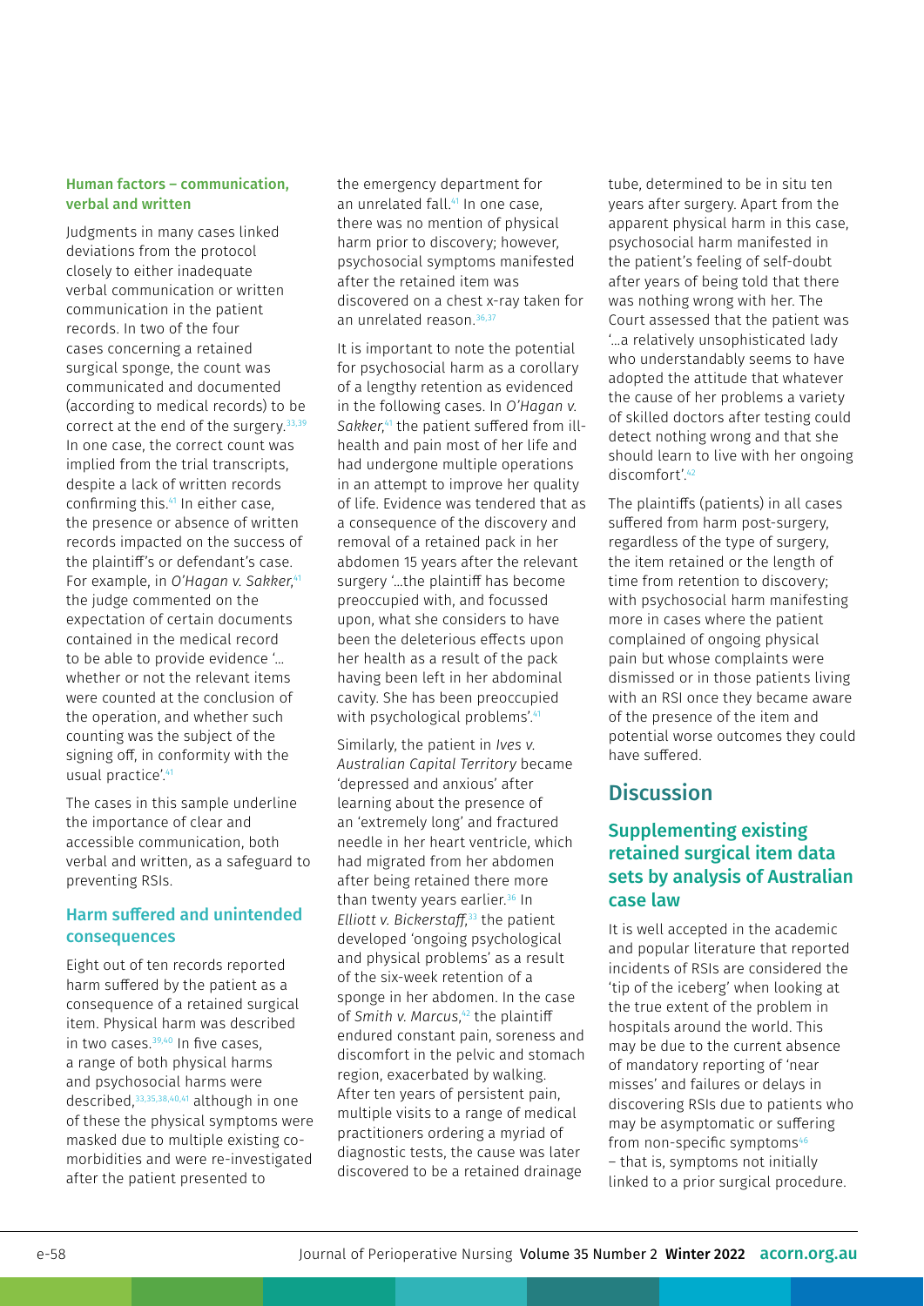### Human factors – communication, verbal and written

Judgments in many cases linked deviations from the protocol closely to either inadequate verbal communication or written communication in the patient records. In two of the four cases concerning a retained surgical sponge, the count was communicated and documented (according to medical records) to be correct at the end of the surgery.[33,39] In one case, the correct count was implied from the trial transcripts, despite a lack of written records confirming this.[41] In either case, the presence or absence of written records impacted on the success of the plaintiff's or defendant's case. For example, in *O'Hagan v. Sakker*,[41] the judge commented on the expectation of certain documents contained in the medical record to be able to provide evidence '… whether or not the relevant items were counted at the conclusion of the operation, and whether such counting was the subject of the signing off, in conformity with the usual practice'.[41]

The cases in this sample underline the importance of clear and accessible communication, both verbal and written, as a safeguard to preventing RSIs.

### Harm suffered and unintended consequences

Eight out of ten records reported harm suffered by the patient as a consequence of a retained surgical item. Physical harm was described in two cases.[39,40] In five cases, a range of both physical harms and psychosocial harms were described,[33,35,38,40,41] although in one of these the physical symptoms were masked due to multiple existing co-morbidities and were re-investigated after the patient presented to the emergency department for an unrelated fall.[41] In one case, there was no mention of physical harm prior to discovery; however, psychosocial symptoms manifested after the retained item was discovered on a chest x-ray taken for an unrelated reason.[36,37]

It is important to note the potential for psychosocial harm as a corollary of a lengthy retention as evidenced in the following cases. In *O'Hagan v. Sakker*,[41] the patient suffered from ill-health and pain most of her life and had undergone multiple operations in an attempt to improve her quality of life. Evidence was tendered that as a consequence of the discovery and removal of a retained pack in her abdomen 15 years after the relevant surgery '…the plaintiff has become preoccupied with, and focussed upon, what she considers to have been the deleterious effects upon her health as a result of the pack having been left in her abdominal cavity. She has been preoccupied with psychological problems'.[41]

Similarly, the patient in *Ives v. Australian Capital Territory* became 'depressed and anxious' after learning about the presence of an 'extremely long' and fractured needle in her heart ventricle, which had migrated from her abdomen after being retained there more than twenty years earlier.[36] In *Elliott v. Bickerstaff*,[33] the patient developed 'ongoing psychological and physical problems' as a result of the six-week retention of a sponge in her abdomen. In the case of *Smith v. Marcus*,[42] the plaintiff endured constant pain, soreness and discomfort in the pelvic and stomach region, exacerbated by walking. After ten years of persistent pain, multiple visits to a range of medical practitioners ordering a myriad of diagnostic tests, the cause was later discovered to be a retained drainage tube, determined to be in situ ten years after surgery. Apart from the apparent physical harm in this case, psychosocial harm manifested in the patient's feeling of self-doubt after years of being told that there was nothing wrong with her. The Court assessed that the patient was '…a relatively unsophisticated lady who understandably seems to have adopted the attitude that whatever the cause of her problems a variety of skilled doctors after testing could detect nothing wrong and that she should learn to live with her ongoing discomfort'.[42]

The plaintiffs (patients) in all cases suffered from harm post-surgery, regardless of the type of surgery, the item retained or the length of time from retention to discovery; with psychosocial harm manifesting more in cases where the patient complained of ongoing physical pain but whose complaints were dismissed or in those patients living with an RSI once they became aware of the presence of the item and potential worse outcomes they could have suffered.

## Discussion

### Supplementing existing retained surgical item data sets by analysis of Australian case law

It is well accepted in the academic and popular literature that reported incidents of RSIs are considered the 'tip of the iceberg' when looking at the true extent of the problem in hospitals around the world. This may be due to the current absence of mandatory reporting of 'near misses' and failures or delays in discovering RSIs due to patients who may be asymptomatic or suffering from non-specific symptoms[46] – that is, symptoms not initially linked to a prior surgical procedure.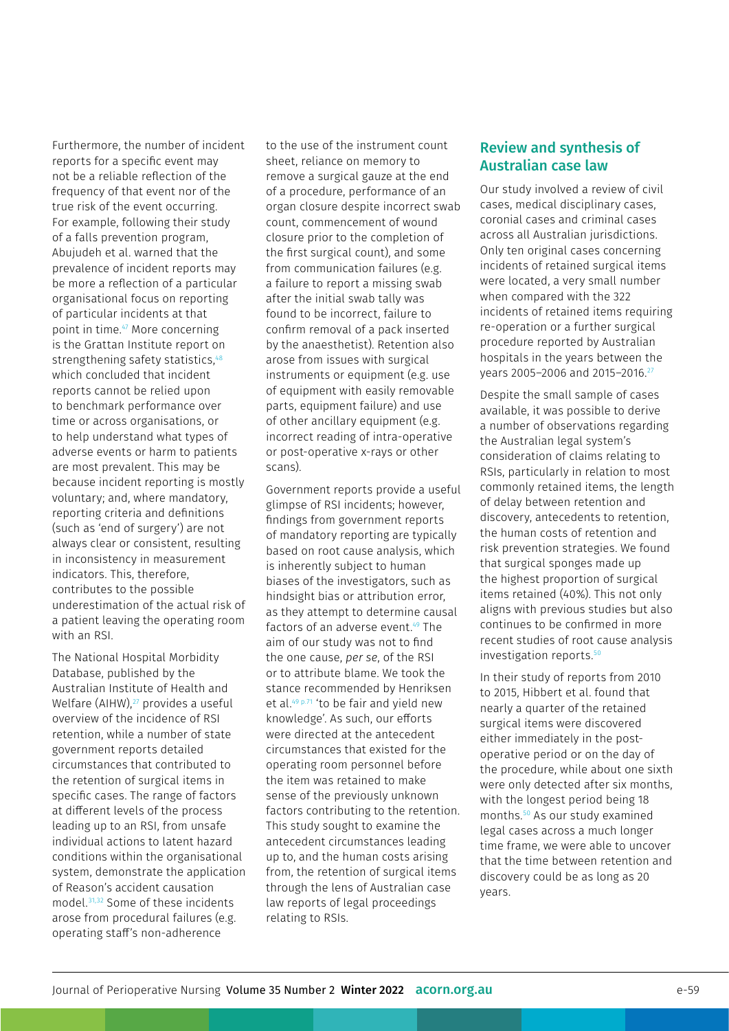Furthermore, the number of incident reports for a specific event may not be a reliable reflection of the frequency of that event nor of the true risk of the event occurring. For example, following their study of a falls prevention program, Abujudeh et al. warned that the prevalence of incident reports may be more a reflection of a particular organisational focus on reporting of particular incidents at that point in time.[47] More concerning is the Grattan Institute report on strengthening safety statistics,[48] which concluded that incident reports cannot be relied upon to benchmark performance over time or across organisations, or to help understand what types of adverse events or harm to patients are most prevalent. This may be because incident reporting is mostly voluntary; and, where mandatory, reporting criteria and definitions (such as 'end of surgery') are not always clear or consistent, resulting in inconsistency in measurement indicators. This, therefore, contributes to the possible underestimation of the actual risk of a patient leaving the operating room with an RSI.

The National Hospital Morbidity Database, published by the Australian Institute of Health and Welfare (AIHW),[27] provides a useful overview of the incidence of RSI retention, while a number of state government reports detailed circumstances that contributed to the retention of surgical items in specific cases. The range of factors at different levels of the process leading up to an RSI, from unsafe individual actions to latent hazard conditions within the organisational system, demonstrate the application of Reason's accident causation model.[31,32] Some of these incidents arose from procedural failures (e.g. operating staff's non-adherence to the use of the instrument count sheet, reliance on memory to remove a surgical gauze at the end of a procedure, performance of an organ closure despite incorrect swab count, commencement of wound closure prior to the completion of the first surgical count), and some from communication failures (e.g. a failure to report a missing swab after the initial swab tally was found to be incorrect, failure to confirm removal of a pack inserted by the anaesthetist). Retention also arose from issues with surgical instruments or equipment (e.g. use of equipment with easily removable parts, equipment failure) and use of other ancillary equipment (e.g. incorrect reading of intra-operative or post-operative x-rays or other scans).

Government reports provide a useful glimpse of RSI incidents; however, findings from government reports of mandatory reporting are typically based on root cause analysis, which is inherently subject to human biases of the investigators, such as hindsight bias or attribution error, as they attempt to determine causal factors of an adverse event.[49] The aim of our study was not to find the one cause, *per se*, of the RSI or to attribute blame. We took the stance recommended by Henriksen et al.[49 p.71] 'to be fair and yield new knowledge'. As such, our efforts were directed at the antecedent circumstances that existed for the operating room personnel before the item was retained to make sense of the previously unknown factors contributing to the retention. This study sought to examine the antecedent circumstances leading up to, and the human costs arising from, the retention of surgical items through the lens of Australian case law reports of legal proceedings relating to RSIs.

## Review and synthesis of Australian case law

Our study involved a review of civil cases, medical disciplinary cases, coronial cases and criminal cases across all Australian jurisdictions. Only ten original cases concerning incidents of retained surgical items were located, a very small number when compared with the 322 incidents of retained items requiring re-operation or a further surgical procedure reported by Australian hospitals in the years between the years 2005–2006 and 2015–2016.[27]

Despite the small sample of cases available, it was possible to derive a number of observations regarding the Australian legal system's consideration of claims relating to RSIs, particularly in relation to most commonly retained items, the length of delay between retention and discovery, antecedents to retention, the human costs of retention and risk prevention strategies. We found that surgical sponges made up the highest proportion of surgical items retained (40%). This not only aligns with previous studies but also continues to be confirmed in more recent studies of root cause analysis investigation reports.[50]

In their study of reports from 2010 to 2015, Hibbert et al. found that nearly a quarter of the retained surgical items were discovered either immediately in the post-operative period or on the day of the procedure, while about one sixth were only detected after six months, with the longest period being 18 months.[50] As our study examined legal cases across a much longer time frame, we were able to uncover that the time between retention and discovery could be as long as 20 years.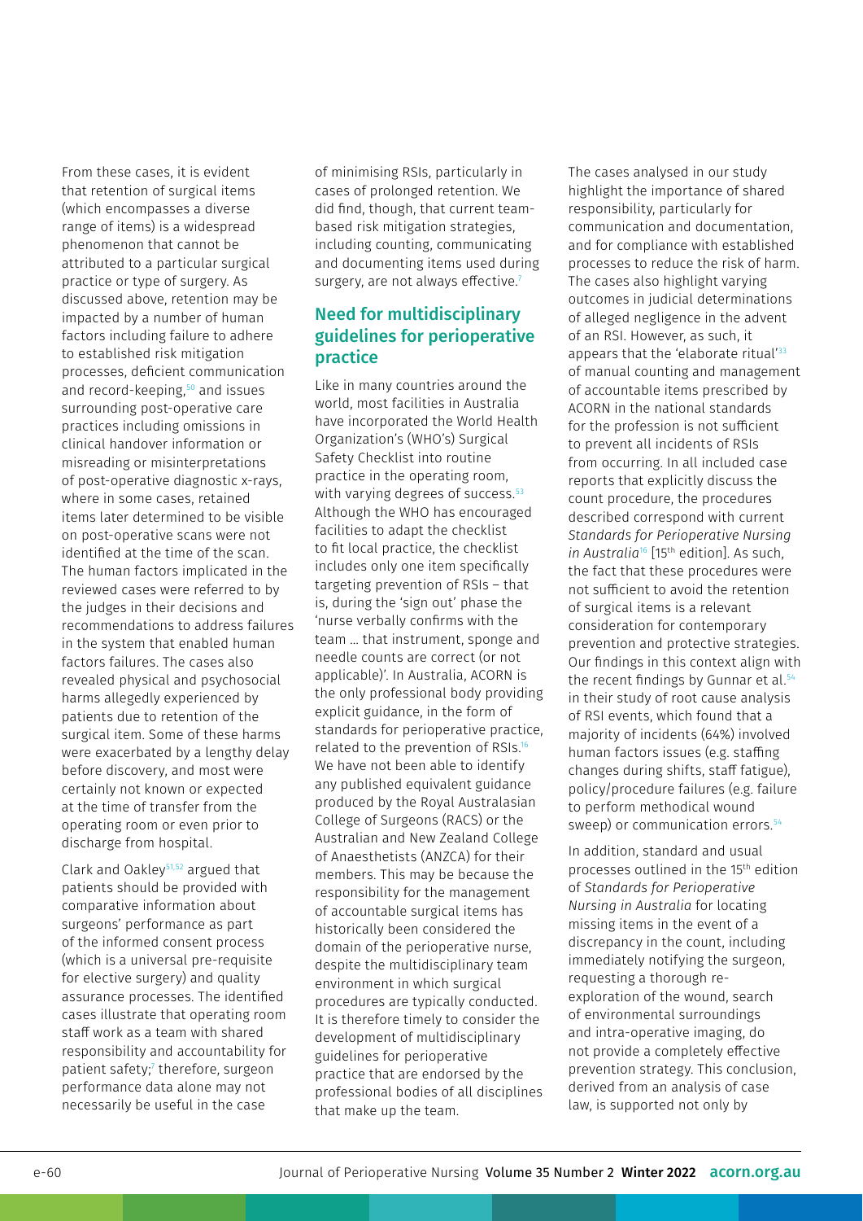From these cases, it is evident that retention of surgical items (which encompasses a diverse range of items) is a widespread phenomenon that cannot be attributed to a particular surgical practice or type of surgery. As discussed above, retention may be impacted by a number of human factors including failure to adhere to established risk mitigation processes, deficient communication and record-keeping,[50] and issues surrounding post-operative care practices including omissions in clinical handover information or misreading or misinterpretations of post-operative diagnostic x-rays, where in some cases, retained items later determined to be visible on post-operative scans were not identified at the time of the scan. The human factors implicated in the reviewed cases were referred to by the judges in their decisions and recommendations to address failures in the system that enabled human factors failures. The cases also revealed physical and psychosocial harms allegedly experienced by patients due to retention of the surgical item. Some of these harms were exacerbated by a lengthy delay before discovery, and most were certainly not known or expected at the time of transfer from the operating room or even prior to discharge from hospital.

Clark and Oakley[51,52] argued that patients should be provided with comparative information about surgeons' performance as part of the informed consent process (which is a universal pre-requisite for elective surgery) and quality assurance processes. The identified cases illustrate that operating room staff work as a team with shared responsibility and accountability for patient safety;[7] therefore, surgeon performance data alone may not necessarily be useful in the case of minimising RSIs, particularly in cases of prolonged retention. We did find, though, that current team-based risk mitigation strategies, including counting, communicating and documenting items used during surgery, are not always effective.[7]

## Need for multidisciplinary guidelines for perioperative practice

Like in many countries around the world, most facilities in Australia have incorporated the World Health Organization's (WHO's) Surgical Safety Checklist into routine practice in the operating room, with varying degrees of success.[53] Although the WHO has encouraged facilities to adapt the checklist to fit local practice, the checklist includes only one item specifically targeting prevention of RSIs – that is, during the 'sign out' phase the 'nurse verbally confirms with the team … that instrument, sponge and needle counts are correct (or not applicable)'. In Australia, ACORN is the only professional body providing explicit guidance, in the form of standards for perioperative practice, related to the prevention of RSIs.[16] We have not been able to identify any published equivalent guidance produced by the Royal Australasian College of Surgeons (RACS) or the Australian and New Zealand College of Anaesthetists (ANZCA) for their members. This may be because the responsibility for the management of accountable surgical items has historically been considered the domain of the perioperative nurse, despite the multidisciplinary team environment in which surgical procedures are typically conducted. It is therefore timely to consider the development of multidisciplinary guidelines for perioperative practice that are endorsed by the professional bodies of all disciplines that make up the team.

The cases analysed in our study highlight the importance of shared responsibility, particularly for communication and documentation, and for compliance with established processes to reduce the risk of harm. The cases also highlight varying outcomes in judicial determinations of alleged negligence in the advent of an RSI. However, as such, it appears that the 'elaborate ritual'[33] of manual counting and management of accountable items prescribed by ACORN in the national standards for the profession is not sufficient to prevent all incidents of RSIs from occurring. In all included case reports that explicitly discuss the count procedure, the procedures described correspond with current *Standards for Perioperative Nursing in Australia*[16] [15th edition]. As such, the fact that these procedures were not sufficient to avoid the retention of surgical items is a relevant consideration for contemporary prevention and protective strategies. Our findings in this context align with the recent findings by Gunnar et al.[54] in their study of root cause analysis of RSI events, which found that a majority of incidents (64%) involved human factors issues (e.g. staffing changes during shifts, staff fatigue), policy/procedure failures (e.g. failure to perform methodical wound sweep) or communication errors.[54]

In addition, standard and usual processes outlined in the 15th edition of *Standards for Perioperative Nursing in Australia* for locating missing items in the event of a discrepancy in the count, including immediately notifying the surgeon, requesting a thorough re-exploration of the wound, search of environmental surroundings and intra-operative imaging, do not provide a completely effective prevention strategy. This conclusion, derived from an analysis of case law, is supported not only by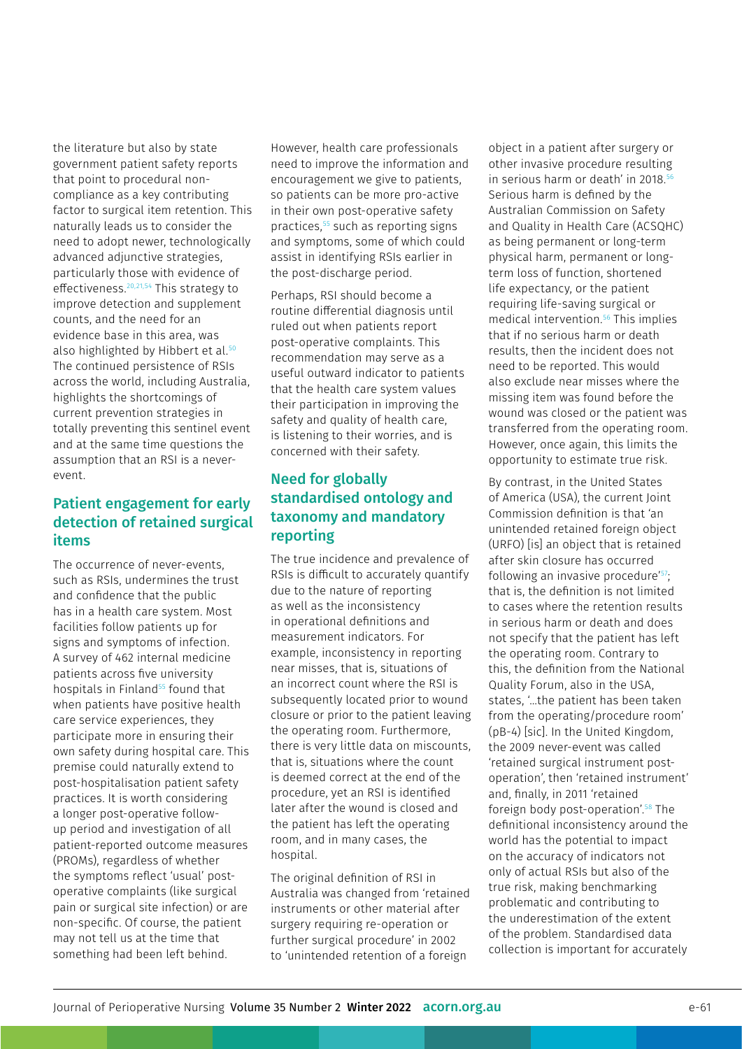the literature but also by state government patient safety reports that point to procedural non-compliance as a key contributing factor to surgical item retention. This naturally leads us to consider the need to adopt newer, technologically advanced adjunctive strategies, particularly those with evidence of effectiveness.[20,21,54] This strategy to improve detection and supplement counts, and the need for an evidence base in this area, was also highlighted by Hibbert et al.[50] The continued persistence of RSIs across the world, including Australia, highlights the shortcomings of current prevention strategies in totally preventing this sentinel event and at the same time questions the assumption that an RSI is a never-event.

## Patient engagement for early detection of retained surgical items

The occurrence of never-events, such as RSIs, undermines the trust and confidence that the public has in a health care system. Most facilities follow patients up for signs and symptoms of infection. A survey of 462 internal medicine patients across five university hospitals in Finland[55] found that when patients have positive health care service experiences, they participate more in ensuring their own safety during hospital care. This premise could naturally extend to post-hospitalisation patient safety practices. It is worth considering a longer post-operative follow-up period and investigation of all patient-reported outcome measures (PROMs), regardless of whether the symptoms reflect 'usual' post-operative complaints (like surgical pain or surgical site infection) or are non-specific. Of course, the patient may not tell us at the time that something had been left behind.

However, health care professionals need to improve the information and encouragement we give to patients, so patients can be more pro-active in their own post-operative safety practices,[55] such as reporting signs and symptoms, some of which could assist in identifying RSIs earlier in the post-discharge period.

Perhaps, RSI should become a routine differential diagnosis until ruled out when patients report post-operative complaints. This recommendation may serve as a useful outward indicator to patients that the health care system values their participation in improving the safety and quality of health care, is listening to their worries, and is concerned with their safety.

## Need for globally standardised ontology and taxonomy and mandatory reporting

The true incidence and prevalence of RSIs is difficult to accurately quantify due to the nature of reporting as well as the inconsistency in operational definitions and measurement indicators. For example, inconsistency in reporting near misses, that is, situations of an incorrect count where the RSI is subsequently located prior to wound closure or prior to the patient leaving the operating room. Furthermore, there is very little data on miscounts, that is, situations where the count is deemed correct at the end of the procedure, yet an RSI is identified later after the wound is closed and the patient has left the operating room, and in many cases, the hospital.

The original definition of RSI in Australia was changed from 'retained instruments or other material after surgery requiring re-operation or further surgical procedure' in 2002 to 'unintended retention of a foreign object in a patient after surgery or other invasive procedure resulting in serious harm or death' in 2018.[56] Serious harm is defined by the Australian Commission on Safety and Quality in Health Care (ACSQHC) as being permanent or long-term physical harm, permanent or long-term loss of function, shortened life expectancy, or the patient requiring life-saving surgical or medical intervention.[56] This implies that if no serious harm or death results, then the incident does not need to be reported. This would also exclude near misses where the missing item was found before the wound was closed or the patient was transferred from the operating room. However, once again, this limits the opportunity to estimate true risk.

By contrast, in the United States of America (USA), the current Joint Commission definition is that 'an unintended retained foreign object (URFO) [is] an object that is retained after skin closure has occurred following an invasive procedure'[57]; that is, the definition is not limited to cases where the retention results in serious harm or death and does not specify that the patient has left the operating room. Contrary to this, the definition from the National Quality Forum, also in the USA, states, '…the patient has been taken from the operating/procedure room' (pB-4) [sic]. In the United Kingdom, the 2009 never-event was called 'retained surgical instrument post-operation', then 'retained instrument' and, finally, in 2011 'retained foreign body post-operation'.[58] The definitional inconsistency around the world has the potential to impact on the accuracy of indicators not only of actual RSIs but also of the true risk, making benchmarking problematic and contributing to the underestimation of the extent of the problem. Standardised data collection is important for accurately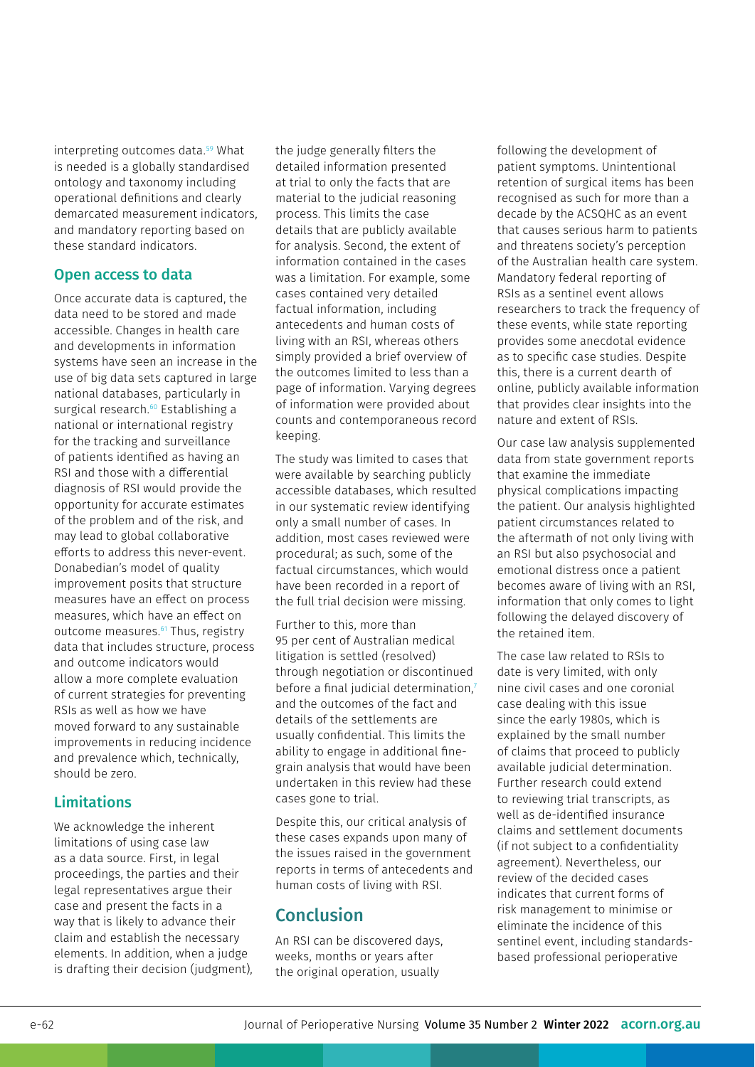interpreting outcomes data.[59] What is needed is a globally standardised ontology and taxonomy including operational definitions and clearly demarcated measurement indicators, and mandatory reporting based on these standard indicators.

## Open access to data

Once accurate data is captured, the data need to be stored and made accessible. Changes in health care and developments in information systems have seen an increase in the use of big data sets captured in large national databases, particularly in surgical research.[60] Establishing a national or international registry for the tracking and surveillance of patients identified as having an RSI and those with a differential diagnosis of RSI would provide the opportunity for accurate estimates of the problem and of the risk, and may lead to global collaborative efforts to address this never-event. Donabedian's model of quality improvement posits that structure measures have an effect on process measures, which have an effect on outcome measures.[61] Thus, registry data that includes structure, process and outcome indicators would allow a more complete evaluation of current strategies for preventing RSIs as well as how we have moved forward to any sustainable improvements in reducing incidence and prevalence which, technically, should be zero.

## Limitations

We acknowledge the inherent limitations of using case law as a data source. First, in legal proceedings, the parties and their legal representatives argue their case and present the facts in a way that is likely to advance their claim and establish the necessary elements. In addition, when a judge is drafting their decision (judgment), the judge generally filters the detailed information presented at trial to only the facts that are material to the judicial reasoning process. This limits the case details that are publicly available for analysis. Second, the extent of information contained in the cases was a limitation. For example, some cases contained very detailed factual information, including antecedents and human costs of living with an RSI, whereas others simply provided a brief overview of the outcomes limited to less than a page of information. Varying degrees of information were provided about counts and contemporaneous record keeping.

The study was limited to cases that were available by searching publicly accessible databases, which resulted in our systematic review identifying only a small number of cases. In addition, most cases reviewed were procedural; as such, some of the factual circumstances, which would have been recorded in a report of the full trial decision were missing.

Further to this, more than 95 per cent of Australian medical litigation is settled (resolved) through negotiation or discontinued before a final judicial determination,[7] and the outcomes of the fact and details of the settlements are usually confidential. This limits the ability to engage in additional fine-grain analysis that would have been undertaken in this review had these cases gone to trial.

Despite this, our critical analysis of these cases expands upon many of the issues raised in the government reports in terms of antecedents and human costs of living with RSI.

# Conclusion

An RSI can be discovered days, weeks, months or years after the original operation, usually following the development of patient symptoms. Unintentional retention of surgical items has been recognised as such for more than a decade by the ACSQHC as an event that causes serious harm to patients and threatens society's perception of the Australian health care system. Mandatory federal reporting of RSIs as a sentinel event allows researchers to track the frequency of these events, while state reporting provides some anecdotal evidence as to specific case studies. Despite this, there is a current dearth of online, publicly available information that provides clear insights into the nature and extent of RSIs.

Our case law analysis supplemented data from state government reports that examine the immediate physical complications impacting the patient. Our analysis highlighted patient circumstances related to the aftermath of not only living with an RSI but also psychosocial and emotional distress once a patient becomes aware of living with an RSI, information that only comes to light following the delayed discovery of the retained item.

The case law related to RSIs to date is very limited, with only nine civil cases and one coronial case dealing with this issue since the early 1980s, which is explained by the small number of claims that proceed to publicly available judicial determination. Further research could extend to reviewing trial transcripts, as well as de-identified insurance claims and settlement documents (if not subject to a confidentiality agreement). Nevertheless, our review of the decided cases indicates that current forms of risk management to minimise or eliminate the incidence of this sentinel event, including standards-based professional perioperative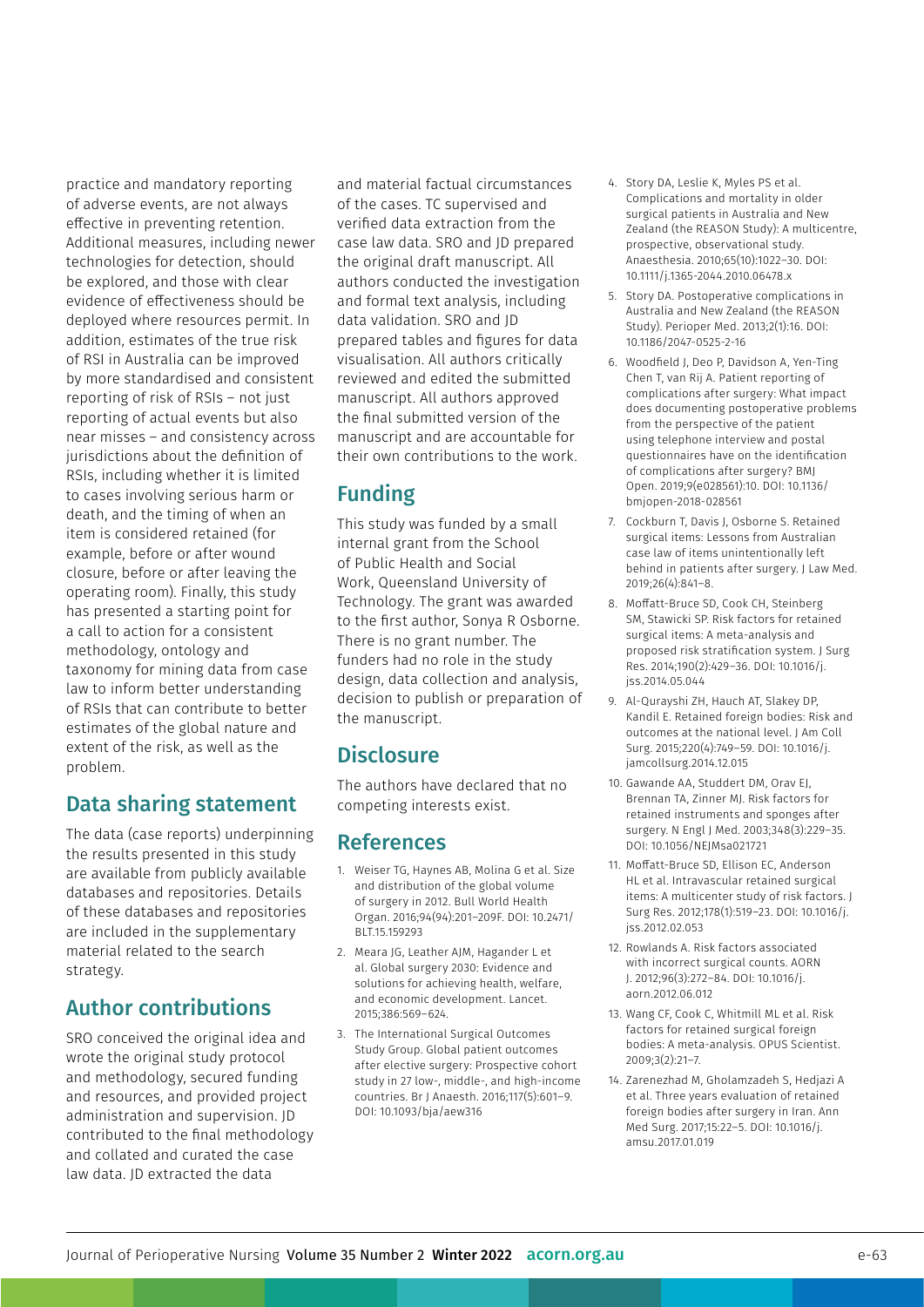practice and mandatory reporting of adverse events, are not always effective in preventing retention. Additional measures, including newer technologies for detection, should be explored, and those with clear evidence of effectiveness should be deployed where resources permit. In addition, estimates of the true risk of RSI in Australia can be improved by more standardised and consistent reporting of risk of RSIs – not just reporting of actual events but also near misses – and consistency across jurisdictions about the definition of RSIs, including whether it is limited to cases involving serious harm or death, and the timing of when an item is considered retained (for example, before or after wound closure, before or after leaving the operating room). Finally, this study has presented a starting point for a call to action for a consistent methodology, ontology and taxonomy for mining data from case law to inform better understanding of RSIs that can contribute to better estimates of the global nature and extent of the risk, as well as the problem.

## Data sharing statement

The data (case reports) underpinning the results presented in this study are available from publicly available databases and repositories. Details of these databases and repositories are included in the supplementary material related to the search strategy.

## Author contributions

SRO conceived the original idea and wrote the original study protocol and methodology, secured funding and resources, and provided project administration and supervision. JD contributed to the final methodology and collated and curated the case law data. JD extracted the data and material factual circumstances of the cases. TC supervised and verified data extraction from the case law data. SRO and JD prepared the original draft manuscript. All authors conducted the investigation and formal text analysis, including data validation. SRO and JD prepared tables and figures for data visualisation. All authors critically reviewed and edited the submitted manuscript. All authors approved the final submitted version of the manuscript and are accountable for their own contributions to the work.

## Funding

This study was funded by a small internal grant from the School of Public Health and Social Work, Queensland University of Technology. The grant was awarded to the first author, Sonya R Osborne. There is no grant number. The funders had no role in the study design, data collection and analysis, decision to publish or preparation of the manuscript.

## Disclosure

The authors have declared that no competing interests exist.

## References

1. Weiser TG, Haynes AB, Molina G et al. Size and distribution of the global volume of surgery in 2012. Bull World Health Organ. 2016;94(94):201–209F. DOI: 10.2471/BLT.15.159293
2. Meara JG, Leather AJM, Hagander L et al. Global surgery 2030: Evidence and solutions for achieving health, welfare, and economic development. Lancet. 2015;386:569–624.
3. The International Surgical Outcomes Study Group. Global patient outcomes after elective surgery: Prospective cohort study in 27 low-, middle-, and high-income countries. Br J Anaesth. 2016;117(5):601–9. DOI: 10.1093/bja/aew316
4. Story DA, Leslie K, Myles PS et al. Complications and mortality in older surgical patients in Australia and New Zealand (the REASON Study): A multicentre, prospective, observational study. Anaesthesia. 2010;65(10):1022–30. DOI: 10.1111/j.1365-2044.2010.06478.x
5. Story DA. Postoperative complications in Australia and New Zealand (the REASON Study). Perioper Med. 2013;2(1):16. DOI: 10.1186/2047-0525-2-16
6. Woodfield J, Deo P, Davidson A, Yen-Ting Chen T, van Rij A. Patient reporting of complications after surgery: What impact does documenting postoperative problems from the perspective of the patient using telephone interview and postal questionnaires have on the identification of complications after surgery? BMJ Open. 2019;9(e028561):10. DOI: 10.1136/bmjopen-2018-028561
7. Cockburn T, Davis J, Osborne S. Retained surgical items: Lessons from Australian case law of items unintentionally left behind in patients after surgery. J Law Med. 2019;26(4):841–8.
8. Moffatt-Bruce SD, Cook CH, Steinberg SM, Stawicki SP. Risk factors for retained surgical items: A meta-analysis and proposed risk stratification system. J Surg Res. 2014;190(2):429–36. DOI: 10.1016/j.jss.2014.05.044
9. Al-Qurayshi ZH, Hauch AT, Slakey DP, Kandil E. Retained foreign bodies: Risk and outcomes at the national level. J Am Coll Surg. 2015;220(4):749–59. DOI: 10.1016/j.jamcollsurg.2014.12.015
10. Gawande AA, Studdert DM, Orav EJ, Brennan TA, Zinner MJ. Risk factors for retained instruments and sponges after surgery. N Engl J Med. 2003;348(3):229–35. DOI: 10.1056/NEJMsa021721
11. Moffatt-Bruce SD, Ellison EC, Anderson HL et al. Intravascular retained surgical items: A multicenter study of risk factors. J Surg Res. 2012;178(1):519–23. DOI: 10.1016/j.jss.2012.02.053
12. Rowlands A. Risk factors associated with incorrect surgical counts. AORN J. 2012;96(3):272–84. DOI: 10.1016/j.aorn.2012.06.012
13. Wang CF, Cook C, Whitmill ML et al. Risk factors for retained surgical foreign bodies: A meta-analysis. OPUS Scientist. 2009;3(2):21–7.
14. Zarenezhad M, Gholamzadeh S, Hedjazi A et al. Three years evaluation of retained foreign bodies after surgery in Iran. Ann Med Surg. 2017;15:22–5. DOI: 10.1016/j.amsu.2017.01.019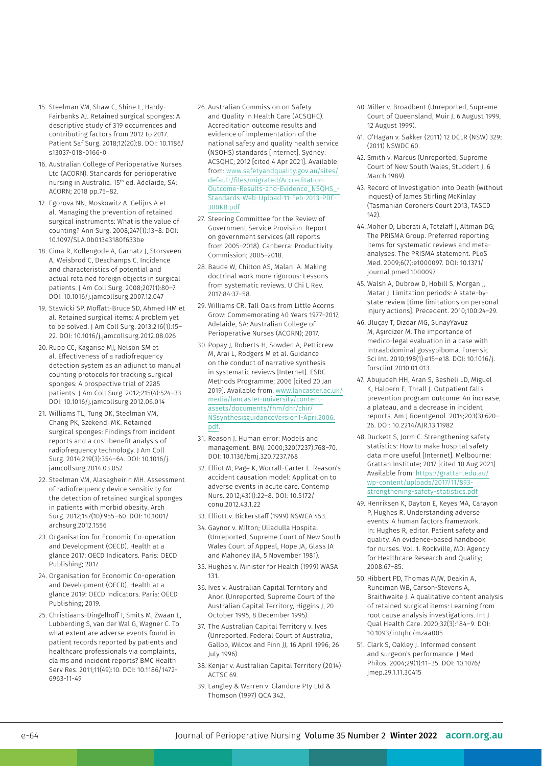15. Steelman VM, Shaw C, Shine L, Hardy-Fairbanks AJ. Retained surgical sponges: A descriptive study of 319 occurrences and contributing factors from 2012 to 2017. Patient Saf Surg. 2018;12(20):8. DOI: 10.1186/s13037-018-0166-0
16. Australian College of Perioperative Nurses Ltd (ACORN). Standards for perioperative nursing in Australia. 15th ed. Adelaide, SA: ACORN; 2018 pp.75–82.
17. Egorova NN, Moskowitz A, Gelijns A et al. Managing the prevention of retained surgical instruments: What is the value of counting? Ann Surg. 2008;247(1):13–8. DOI: 10.1097/SLA.0b013e3180f633be
18. Cima R, Kollengode A, Garnatz J, Storsveen A, Weisbrod C, Deschamps C. Incidence and characteristics of potential and actual retained foreign objects in surgical patients. J Am Coll Surg. 2008;207(1):80–7. DOI: 10.1016/j.jamcollsurg.2007.12.047
19. Stawicki SP, Moffatt-Bruce SD, Ahmed HM et al. Retained surgical items: A problem yet to be solved. J Am Coll Surg. 2013;216(1):15–22. DOI: 10.1016/j.jamcollsurg.2012.08.026
20. Rupp CC, Kagarise MJ, Nelson SM et al. Effectiveness of a radiofrequency detection system as an adjunct to manual counting protocols for tracking surgical sponges: A prospective trial of 2285 patients. J Am Coll Surg. 2012;215(4):524–33. DOI: 10.1016/j.jamcollsurg.2012.06.014
21. Williams TL, Tung DK, Steelman VM, Chang PK, Szekendi MK. Retained surgical sponges: Findings from incident reports and a cost-benefit analysis of radiofrequency technology. J Am Coll Surg. 2014;219(3):354–64. DOI: 10.1016/j.jamcollsurg.2014.03.052
22. Steelman VM, Alasagheirin MH. Assessment of radiofrequency device sensitivity for the detection of retained surgical sponges in patients with morbid obesity. Arch Surg. 2012;147(10):955–60. DOI: 10.1001/archsurg.2012.1556
23. Organisation for Economic Co-operation and Development (OECD). Health at a glance 2017: OECD Indicators. Paris: OECD Publishing; 2017.
24. Organisation for Economic Co-operation and Development (OECD). Health at a glance 2019: OECD Indicators. Paris: OECD Publishing; 2019.
25. Christiaans-Dingelhoff I, Smits M, Zwaan L, Lubberding S, van der Wal G, Wagner C. To what extent are adverse events found in patient records reported by patients and healthcare professionals via complaints, claims and incident reports? BMC Health Serv Res. 2011;11(49):10. DOI: 10.1186/1472-6963-11-49
26. Australian Commission on Safety and Quality in Health Care (ACSQHC). Accreditation outcome results and evidence of implementation of the national safety and quality health service (NSQHS) standards [Internet]. Sydney: ACSQHC; 2012 [cited 4 Apr 2021]. Available from: www.safetyandquality.gov.au/sites/default/files/migrated/Accreditation-Outcome-Results-and-Evidence_NSQHS_-Standards-Web-Upload-11-Feb-2013-PDF-300KB.pdf
27. Steering Committee for the Review of Government Service Provision. Report on government services (all reports from 2005–2018). Canberra: Productivity Commission; 2005–2018.
28. Baude W, Chilton AS, Malani A. Making doctrinal work more rigorous: Lessons from systematic reviews. U Chi L Rev. 2017;84:37–58.
29. Williams CR. Tall Oaks from Little Acorns Grow: Commemorating 40 Years 1977–2017, Adelaide, SA: Australian College of Perioperative Nurses (ACORN); 2017.
30. Popay J, Roberts H, Sowden A, Petticrew M, Arai L, Rodgers M et al. Guidance on the conduct of narrative synthesis in systematic reviews [Internet]. ESRC Methods Programme; 2006 [cited 20 Jan 2019]. Available from: www.lancaster.ac.uk/media/lancaster-university/content-assets/documents/fhm/dhr/chir/NSsynthesisguidanceVersion1-April2006.pdf.
31. Reason J. Human error: Models and management. BMJ. 2000;320(7237):768–70. DOI: 10.1136/bmj.320.7237.768
32. Elliot M, Page K, Worrall-Carter L. Reason's accident causation model: Application to adverse events in acute care. Contemp Nurs. 2012;43(1):22–8. DOI: 10.5172/conu.2012.43.1.22
33. Elliott v. Bickerstaff (1999) NSWCA 453.
34. Gaynor v. Milton; Ulladulla Hospital (Unreported, Supreme Court of New South Wales Court of Appeal, Hope JA, Glass JA and Mahoney JJA, 5 November 1981).
35. Hughes v. Minister for Health (1999) WASA 131.
36. Ives v. Australian Capital Territory and Anor. (Unreported, Supreme Court of the Australian Capital Territory, Higgins J, 20 October 1995, 8 December 1995).
37. The Australian Capital Territory v. Ives (Unreported, Federal Court of Australia, Gallop, Wilcox and Finn JJ, 16 April 1996, 26 July 1996).
38. Kenjar v. Australian Capital Territory (2014) ACTSC 69.
39. Langley & Warren v. Glandore Pty Ltd & Thomson (1997) QCA 342.
40. Miller v. Broadbent (Unreported, Supreme Court of Queensland, Muir J, 6 August 1999, 12 August 1999).
41. O'Hagan v. Sakker (2011) 12 DCLR (NSW) 329; (2011) NSWDC 60.
42. Smith v. Marcus (Unreported, Supreme Court of New South Wales, Studdert J, 6 March 1989).
43. Record of Investigation into Death (without inquest) of James Stirling McKinlay (Tasmanian Coroners Court 2013, TASCD 142).
44. Moher D, Liberati A, Tetzlaff J, Altman DG; The PRISMA Group. Preferred reporting items for systematic reviews and meta-analyses: The PRISMA statement. PLoS Med. 2009;6(7):e1000097. DOI: 10.1371/journal.pmed.1000097
45. Walsh A, Dubrow D, Hobill S, Morgan J, Matar J. Limitation periods: A state-by-state review [time limitations on personal injury actions]. Precedent. 2010;100:24–29.
46. Uluçay T, Dizdar MG, SunayYavuz M, Aşırdizer M. The importance of medico-legal evaluation in a case with intraabdominal gossypiboma. Forensic Sci Int. 2010;198(1):e15–e18. DOI: 10.1016/j.forsciint.2010.01.013
47. Abujudeh HH, Aran S, Besheli LD, Miguel K, Halpern E, Thrall J. Outpatient falls prevention program outcome: An increase, a plateau, and a decrease in incident reports. Am J Roentgenol. 2014;203(3):620–26. DOI: 10.2214/AJR.13.11982
48. Duckett S, Jorm C. Strengthening safety statistics: How to make hospital safety data more useful [Internet]. Melbourne: Grattan Institute; 2017 [cited 10 Aug 2021]. Available from: https://grattan.edu.au/wp-content/uploads/2017/11/893-strengthening-safety-statistics.pdf
49. Henriksen K, Dayton E, Keyes MA, Carayon P, Hughes R. Understanding adverse events: A human factors framework. In: Hughes R, editor. Patient safety and quality: An evidence-based handbook for nurses. Vol. 1. Rockville, MD: Agency for Healthcare Research and Quality; 2008:67–85.
50. Hibbert PD, Thomas MJW, Deakin A, Runciman WB, Carson-Stevens A, Braithwaite J. A qualitative content analysis of retained surgical items: Learning from root cause analysis investigations. Int J Qual Health Care. 2020;32(3):184–9. DOI: 10.1093/intqhc/mzaa005
51. Clark S, Oakley J. Informed consent and surgeon's performance. J Med Philos. 2004;29(1):11–35. DOI: 10.1076/jmep.29.1.11.30415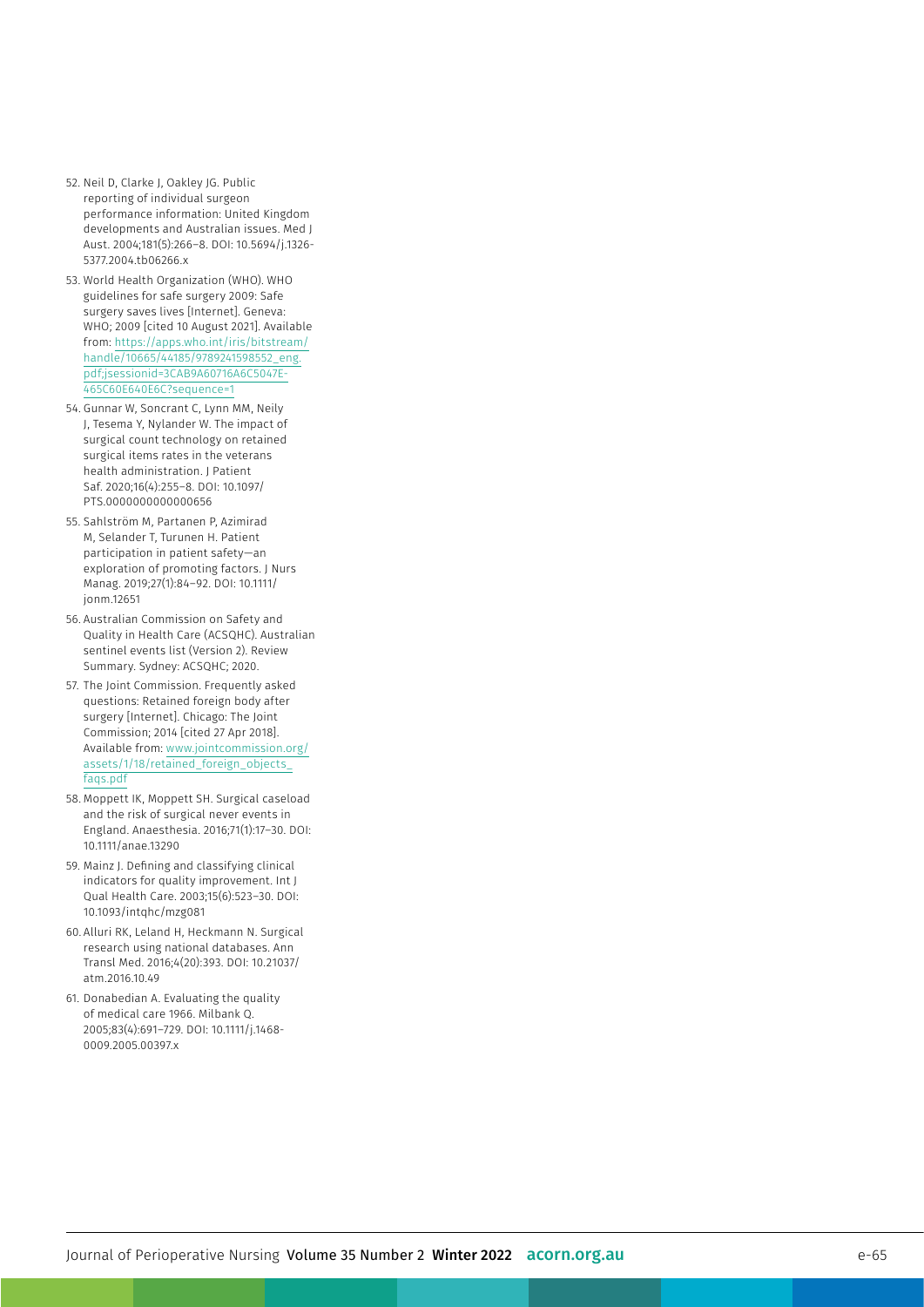52. Neil D, Clarke J, Oakley JG. Public reporting of individual surgeon performance information: United Kingdom developments and Australian issues. Med J Aust. 2004;181(5):266–8. DOI: 10.5694/j.1326-5377.2004.tb06266.x

53. World Health Organization (WHO). WHO guidelines for safe surgery 2009: Safe surgery saves lives [Internet]. Geneva: WHO; 2009 [cited 10 August 2021]. Available from: https://apps.who.int/iris/bitstream/handle/10665/44185/9789241598552_eng.pdf;jsessionid=3CAB9A60716A6C5047E465C60E640E6C?sequence=1

54. Gunnar W, Soncrant C, Lynn MM, Neily J, Tesema Y, Nylander W. The impact of surgical count technology on retained surgical items rates in the veterans health administration. J Patient Saf. 2020;16(4):255–8. DOI: 10.1097/PTS.0000000000000656

55. Sahlström M, Partanen P, Azimirad M, Selander T, Turunen H. Patient participation in patient safety—an exploration of promoting factors. J Nurs Manag. 2019;27(1):84–92. DOI: 10.1111/jonm.12651

56. Australian Commission on Safety and Quality in Health Care (ACSQHC). Australian sentinel events list (Version 2). Review Summary. Sydney: ACSQHC; 2020.

57. The Joint Commission. Frequently asked questions: Retained foreign body after surgery [Internet]. Chicago: The Joint Commission; 2014 [cited 27 Apr 2018]. Available from: www.jointcommission.org/assets/1/18/retained_foreign_objects_faqs.pdf

58. Moppett IK, Moppett SH. Surgical caseload and the risk of surgical never events in England. Anaesthesia. 2016;71(1):17–30. DOI: 10.1111/anae.13290

59. Mainz J. Defining and classifying clinical indicators for quality improvement. Int J Qual Health Care. 2003;15(6):523–30. DOI: 10.1093/intqhc/mzg081

60. Alluri RK, Leland H, Heckmann N. Surgical research using national databases. Ann Transl Med. 2016;4(20):393. DOI: 10.21037/atm.2016.10.49

61. Donabedian A. Evaluating the quality of medical care 1966. Milbank Q. 2005;83(4):691–729. DOI: 10.1111/j.1468-0009.2005.00397.x